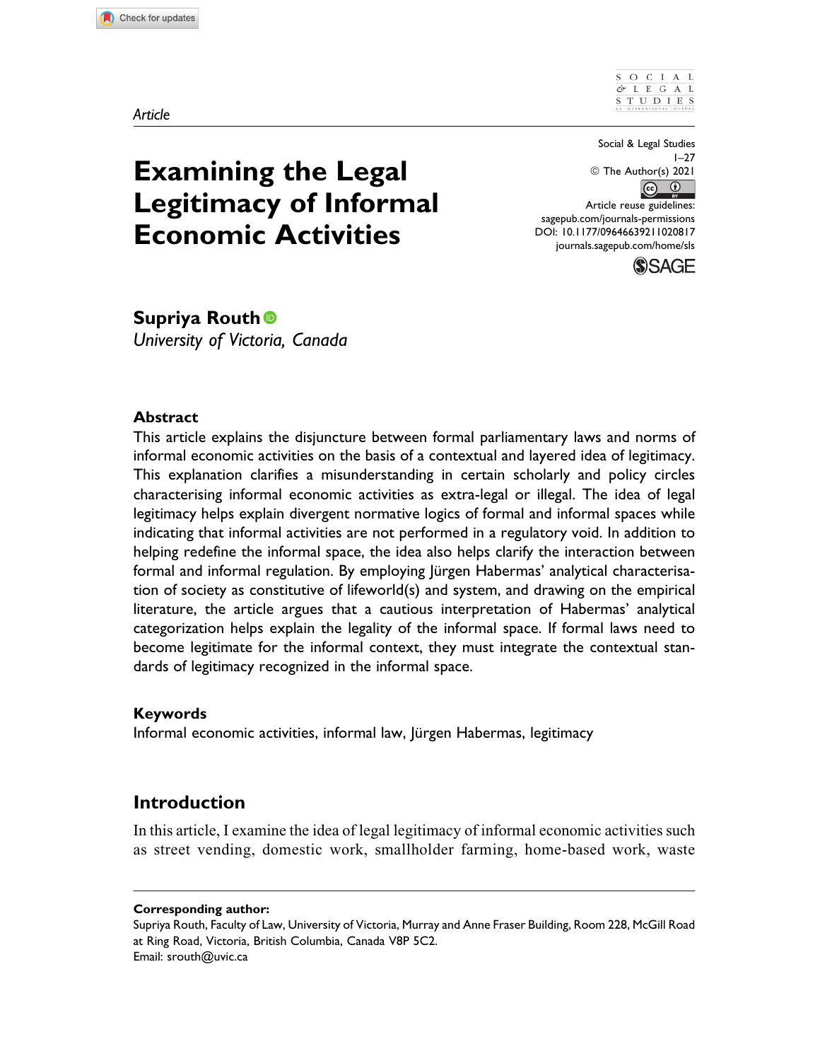*Article*

# Examining the Legal Legitimacy of Informal Economic Activities

Social & Legal Studies
1–27
© The Author(s) 2021
Article reuse guidelines:
sagepub.com/journals-permissions
DOI: 10.1177/09646639211020817
journals.sagepub.com/home/sls

**Supriya Routh**
*University of Victoria, Canada*

### Abstract

This article explains the disjuncture between formal parliamentary laws and norms of informal economic activities on the basis of a contextual and layered idea of legitimacy. This explanation clarifies a misunderstanding in certain scholarly and policy circles characterising informal economic activities as extra-legal or illegal. The idea of legal legitimacy helps explain divergent normative logics of formal and informal spaces while indicating that informal activities are not performed in a regulatory void. In addition to helping redefine the informal space, the idea also helps clarify the interaction between formal and informal regulation. By employing Jürgen Habermas' analytical characterisation of society as constitutive of lifeworld(s) and system, and drawing on the empirical literature, the article argues that a cautious interpretation of Habermas' analytical categorization helps explain the legality of the informal space. If formal laws need to become legitimate for the informal context, they must integrate the contextual standards of legitimacy recognized in the informal space.

### Keywords

Informal economic activities, informal law, Jürgen Habermas, legitimacy

## Introduction

In this article, I examine the idea of legal legitimacy of informal economic activities such as street vending, domestic work, smallholder farming, home-based work, waste

**Corresponding author:**
Supriya Routh, Faculty of Law, University of Victoria, Murray and Anne Fraser Building, Room 228, McGill Road at Ring Road, Victoria, British Columbia, Canada V8P 5C2.
Email: srouth@uvic.ca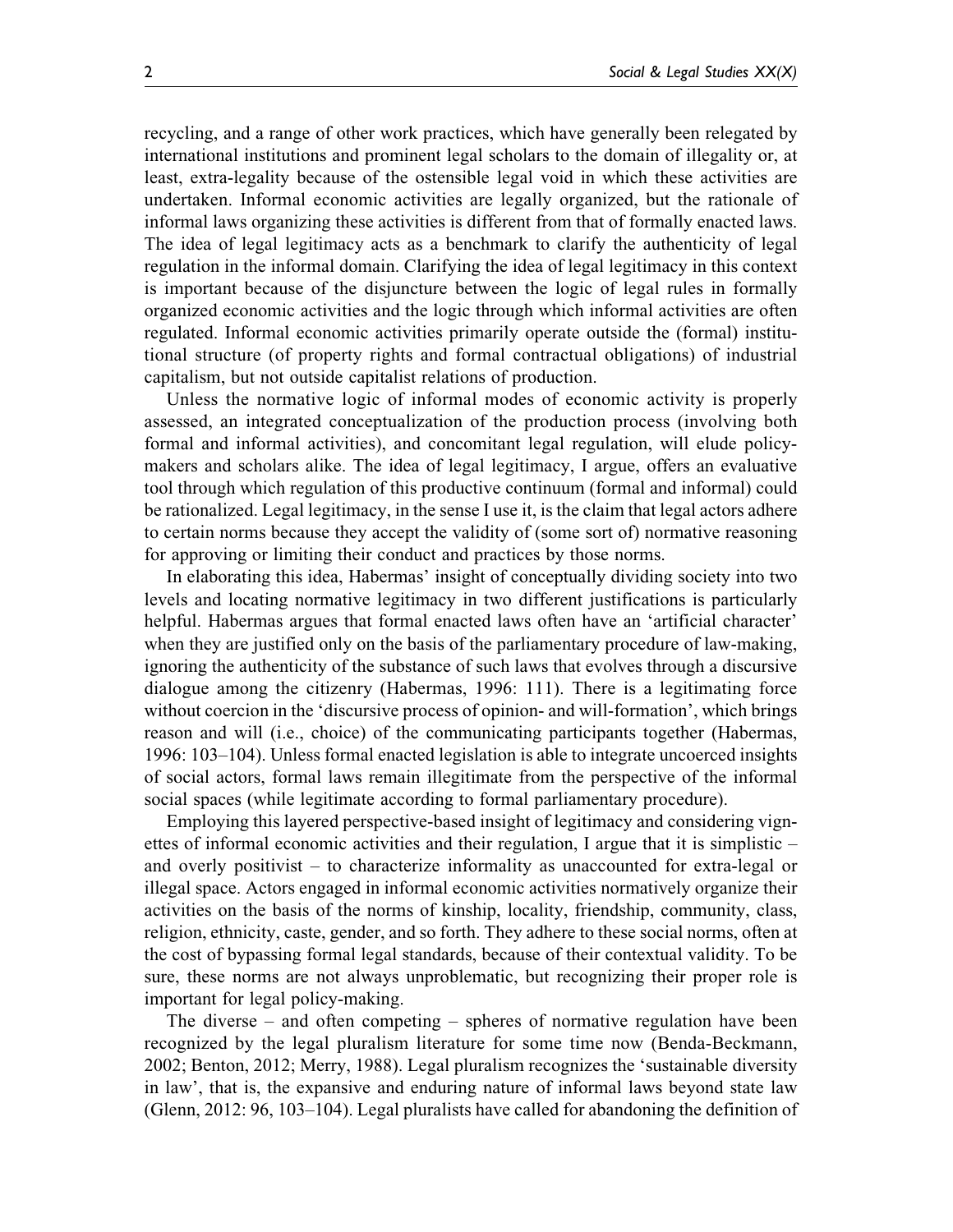recycling, and a range of other work practices, which have generally been relegated by international institutions and prominent legal scholars to the domain of illegality or, at least, extra-legality because of the ostensible legal void in which these activities are undertaken. Informal economic activities are legally organized, but the rationale of informal laws organizing these activities is different from that of formally enacted laws. The idea of legal legitimacy acts as a benchmark to clarify the authenticity of legal regulation in the informal domain. Clarifying the idea of legal legitimacy in this context is important because of the disjuncture between the logic of legal rules in formally organized economic activities and the logic through which informal activities are often regulated. Informal economic activities primarily operate outside the (formal) institutional structure (of property rights and formal contractual obligations) of industrial capitalism, but not outside capitalist relations of production.

Unless the normative logic of informal modes of economic activity is properly assessed, an integrated conceptualization of the production process (involving both formal and informal activities), and concomitant legal regulation, will elude policymakers and scholars alike. The idea of legal legitimacy, I argue, offers an evaluative tool through which regulation of this productive continuum (formal and informal) could be rationalized. Legal legitimacy, in the sense I use it, is the claim that legal actors adhere to certain norms because they accept the validity of (some sort of) normative reasoning for approving or limiting their conduct and practices by those norms.

In elaborating this idea, Habermas' insight of conceptually dividing society into two levels and locating normative legitimacy in two different justifications is particularly helpful. Habermas argues that formal enacted laws often have an 'artificial character' when they are justified only on the basis of the parliamentary procedure of law-making, ignoring the authenticity of the substance of such laws that evolves through a discursive dialogue among the citizenry (Habermas, 1996: 111). There is a legitimating force without coercion in the 'discursive process of opinion- and will-formation', which brings reason and will (i.e., choice) of the communicating participants together (Habermas, 1996: 103–104). Unless formal enacted legislation is able to integrate uncoerced insights of social actors, formal laws remain illegitimate from the perspective of the informal social spaces (while legitimate according to formal parliamentary procedure).

Employing this layered perspective-based insight of legitimacy and considering vignettes of informal economic activities and their regulation, I argue that it is simplistic – and overly positivist – to characterize informality as unaccounted for extra-legal or illegal space. Actors engaged in informal economic activities normatively organize their activities on the basis of the norms of kinship, locality, friendship, community, class, religion, ethnicity, caste, gender, and so forth. They adhere to these social norms, often at the cost of bypassing formal legal standards, because of their contextual validity. To be sure, these norms are not always unproblematic, but recognizing their proper role is important for legal policy-making.

The diverse – and often competing – spheres of normative regulation have been recognized by the legal pluralism literature for some time now (Benda-Beckmann, 2002; Benton, 2012; Merry, 1988). Legal pluralism recognizes the 'sustainable diversity in law', that is, the expansive and enduring nature of informal laws beyond state law (Glenn, 2012: 96, 103–104). Legal pluralists have called for abandoning the definition of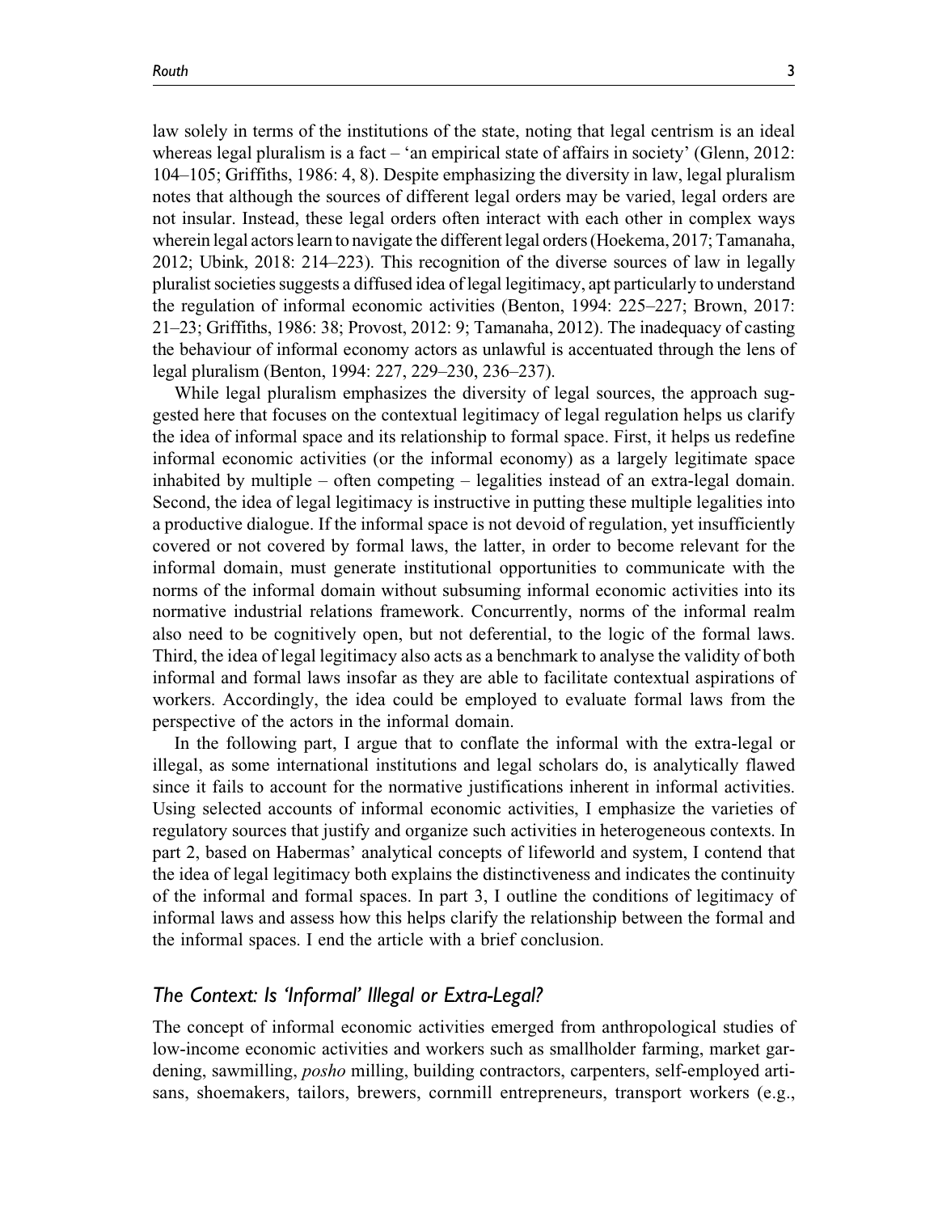law solely in terms of the institutions of the state, noting that legal centrism is an ideal whereas legal pluralism is a fact – 'an empirical state of affairs in society' (Glenn, 2012: 104–105; Griffiths, 1986: 4, 8). Despite emphasizing the diversity in law, legal pluralism notes that although the sources of different legal orders may be varied, legal orders are not insular. Instead, these legal orders often interact with each other in complex ways wherein legal actors learn to navigate the different legal orders (Hoekema, 2017; Tamanaha, 2012; Ubink, 2018: 214–223). This recognition of the diverse sources of law in legally pluralist societies suggests a diffused idea of legal legitimacy, apt particularly to understand the regulation of informal economic activities (Benton, 1994: 225–227; Brown, 2017: 21–23; Griffiths, 1986: 38; Provost, 2012: 9; Tamanaha, 2012). The inadequacy of casting the behaviour of informal economy actors as unlawful is accentuated through the lens of legal pluralism (Benton, 1994: 227, 229–230, 236–237).

While legal pluralism emphasizes the diversity of legal sources, the approach suggested here that focuses on the contextual legitimacy of legal regulation helps us clarify the idea of informal space and its relationship to formal space. First, it helps us redefine informal economic activities (or the informal economy) as a largely legitimate space inhabited by multiple – often competing – legalities instead of an extra-legal domain. Second, the idea of legal legitimacy is instructive in putting these multiple legalities into a productive dialogue. If the informal space is not devoid of regulation, yet insufficiently covered or not covered by formal laws, the latter, in order to become relevant for the informal domain, must generate institutional opportunities to communicate with the norms of the informal domain without subsuming informal economic activities into its normative industrial relations framework. Concurrently, norms of the informal realm also need to be cognitively open, but not deferential, to the logic of the formal laws. Third, the idea of legal legitimacy also acts as a benchmark to analyse the validity of both informal and formal laws insofar as they are able to facilitate contextual aspirations of workers. Accordingly, the idea could be employed to evaluate formal laws from the perspective of the actors in the informal domain.

In the following part, I argue that to conflate the informal with the extra-legal or illegal, as some international institutions and legal scholars do, is analytically flawed since it fails to account for the normative justifications inherent in informal activities. Using selected accounts of informal economic activities, I emphasize the varieties of regulatory sources that justify and organize such activities in heterogeneous contexts. In part 2, based on Habermas' analytical concepts of lifeworld and system, I contend that the idea of legal legitimacy both explains the distinctiveness and indicates the continuity of the informal and formal spaces. In part 3, I outline the conditions of legitimacy of informal laws and assess how this helps clarify the relationship between the formal and the informal spaces. I end the article with a brief conclusion.

## *The Context: Is 'Informal' Illegal or Extra-Legal?*

The concept of informal economic activities emerged from anthropological studies of low-income economic activities and workers such as smallholder farming, market gardening, sawmilling, *posho* milling, building contractors, carpenters, self-employed artisans, shoemakers, tailors, brewers, cornmill entrepreneurs, transport workers (e.g.,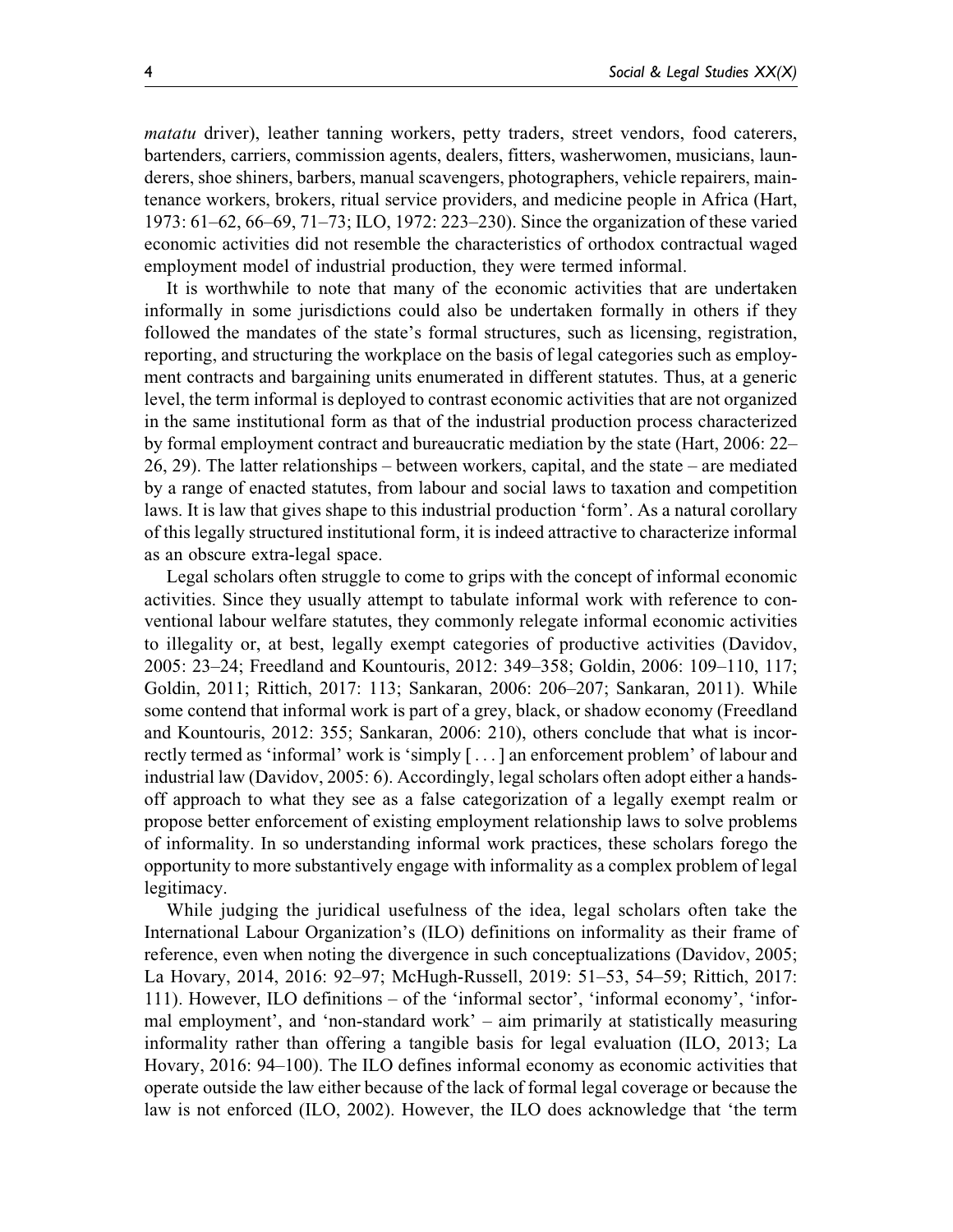*matatu* driver), leather tanning workers, petty traders, street vendors, food caterers, bartenders, carriers, commission agents, dealers, fitters, washerwomen, musicians, launderers, shoe shiners, barbers, manual scavengers, photographers, vehicle repairers, maintenance workers, brokers, ritual service providers, and medicine people in Africa (Hart, 1973: 61–62, 66–69, 71–73; ILO, 1972: 223–230). Since the organization of these varied economic activities did not resemble the characteristics of orthodox contractual waged employment model of industrial production, they were termed informal.

It is worthwhile to note that many of the economic activities that are undertaken informally in some jurisdictions could also be undertaken formally in others if they followed the mandates of the state's formal structures, such as licensing, registration, reporting, and structuring the workplace on the basis of legal categories such as employment contracts and bargaining units enumerated in different statutes. Thus, at a generic level, the term informal is deployed to contrast economic activities that are not organized in the same institutional form as that of the industrial production process characterized by formal employment contract and bureaucratic mediation by the state (Hart, 2006: 22–26, 29). The latter relationships – between workers, capital, and the state – are mediated by a range of enacted statutes, from labour and social laws to taxation and competition laws. It is law that gives shape to this industrial production 'form'. As a natural corollary of this legally structured institutional form, it is indeed attractive to characterize informal as an obscure extra-legal space.

Legal scholars often struggle to come to grips with the concept of informal economic activities. Since they usually attempt to tabulate informal work with reference to conventional labour welfare statutes, they commonly relegate informal economic activities to illegality or, at best, legally exempt categories of productive activities (Davidov, 2005: 23–24; Freedland and Kountouris, 2012: 349–358; Goldin, 2006: 109–110, 117; Goldin, 2011; Rittich, 2017: 113; Sankaran, 2006: 206–207; Sankaran, 2011). While some contend that informal work is part of a grey, black, or shadow economy (Freedland and Kountouris, 2012: 355; Sankaran, 2006: 210), others conclude that what is incorrectly termed as 'informal' work is 'simply [ . . . ] an enforcement problem' of labour and industrial law (Davidov, 2005: 6). Accordingly, legal scholars often adopt either a hands-off approach to what they see as a false categorization of a legally exempt realm or propose better enforcement of existing employment relationship laws to solve problems of informality. In so understanding informal work practices, these scholars forego the opportunity to more substantively engage with informality as a complex problem of legal legitimacy.

While judging the juridical usefulness of the idea, legal scholars often take the International Labour Organization's (ILO) definitions on informality as their frame of reference, even when noting the divergence in such conceptualizations (Davidov, 2005; La Hovary, 2014, 2016: 92–97; McHugh-Russell, 2019: 51–53, 54–59; Rittich, 2017: 111). However, ILO definitions – of the 'informal sector', 'informal economy', 'informal employment', and 'non-standard work' – aim primarily at statistically measuring informality rather than offering a tangible basis for legal evaluation (ILO, 2013; La Hovary, 2016: 94–100). The ILO defines informal economy as economic activities that operate outside the law either because of the lack of formal legal coverage or because the law is not enforced (ILO, 2002). However, the ILO does acknowledge that 'the term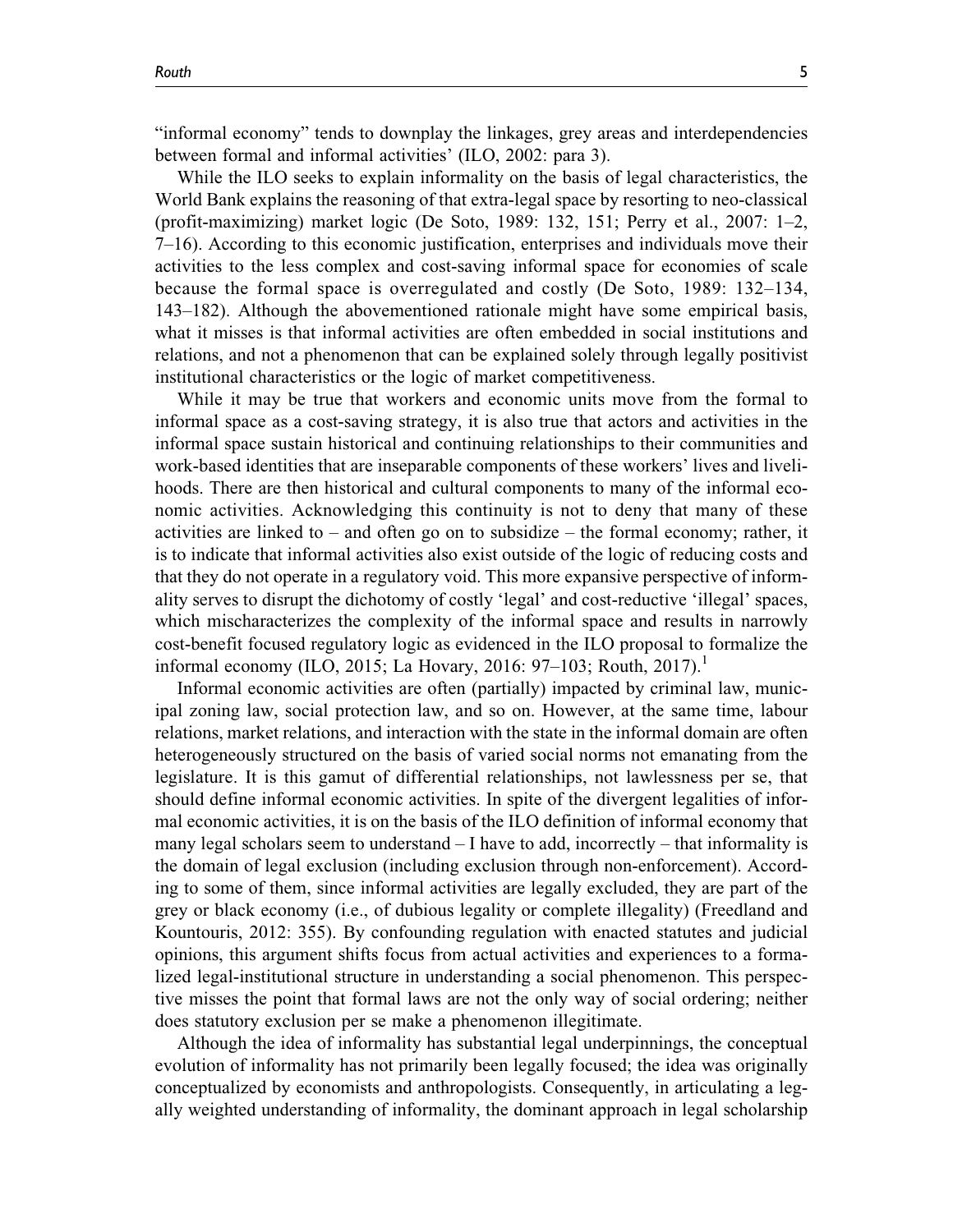"informal economy" tends to downplay the linkages, grey areas and interdependencies between formal and informal activities' (ILO, 2002: para 3).

While the ILO seeks to explain informality on the basis of legal characteristics, the World Bank explains the reasoning of that extra-legal space by resorting to neo-classical (profit-maximizing) market logic (De Soto, 1989: 132, 151; Perry et al., 2007: 1–2, 7–16). According to this economic justification, enterprises and individuals move their activities to the less complex and cost-saving informal space for economies of scale because the formal space is overregulated and costly (De Soto, 1989: 132–134, 143–182). Although the abovementioned rationale might have some empirical basis, what it misses is that informal activities are often embedded in social institutions and relations, and not a phenomenon that can be explained solely through legally positivist institutional characteristics or the logic of market competitiveness.

While it may be true that workers and economic units move from the formal to informal space as a cost-saving strategy, it is also true that actors and activities in the informal space sustain historical and continuing relationships to their communities and work-based identities that are inseparable components of these workers' lives and livelihoods. There are then historical and cultural components to many of the informal economic activities. Acknowledging this continuity is not to deny that many of these activities are linked to – and often go on to subsidize – the formal economy; rather, it is to indicate that informal activities also exist outside of the logic of reducing costs and that they do not operate in a regulatory void. This more expansive perspective of informality serves to disrupt the dichotomy of costly 'legal' and cost-reductive 'illegal' spaces, which mischaracterizes the complexity of the informal space and results in narrowly cost-benefit focused regulatory logic as evidenced in the ILO proposal to formalize the informal economy (ILO, 2015; La Hovary, 2016: 97–103; Routh, 2017).[1]

Informal economic activities are often (partially) impacted by criminal law, municipal zoning law, social protection law, and so on. However, at the same time, labour relations, market relations, and interaction with the state in the informal domain are often heterogeneously structured on the basis of varied social norms not emanating from the legislature. It is this gamut of differential relationships, not lawlessness per se, that should define informal economic activities. In spite of the divergent legalities of informal economic activities, it is on the basis of the ILO definition of informal economy that many legal scholars seem to understand – I have to add, incorrectly – that informality is the domain of legal exclusion (including exclusion through non-enforcement). According to some of them, since informal activities are legally excluded, they are part of the grey or black economy (i.e., of dubious legality or complete illegality) (Freedland and Kountouris, 2012: 355). By confounding regulation with enacted statutes and judicial opinions, this argument shifts focus from actual activities and experiences to a formalized legal-institutional structure in understanding a social phenomenon. This perspective misses the point that formal laws are not the only way of social ordering; neither does statutory exclusion per se make a phenomenon illegitimate.

Although the idea of informality has substantial legal underpinnings, the conceptual evolution of informality has not primarily been legally focused; the idea was originally conceptualized by economists and anthropologists. Consequently, in articulating a legally weighted understanding of informality, the dominant approach in legal scholarship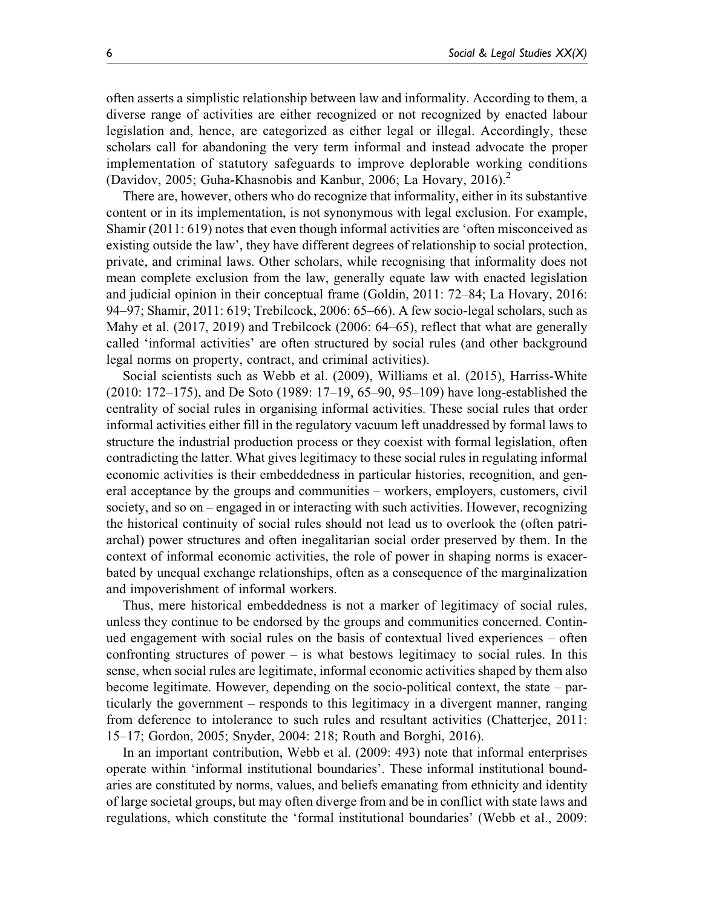often asserts a simplistic relationship between law and informality. According to them, a diverse range of activities are either recognized or not recognized by enacted labour legislation and, hence, are categorized as either legal or illegal. Accordingly, these scholars call for abandoning the very term informal and instead advocate the proper implementation of statutory safeguards to improve deplorable working conditions (Davidov, 2005; Guha-Khasnobis and Kanbur, 2006; La Hovary, 2016).[2]

There are, however, others who do recognize that informality, either in its substantive content or in its implementation, is not synonymous with legal exclusion. For example, Shamir (2011: 619) notes that even though informal activities are 'often misconceived as existing outside the law', they have different degrees of relationship to social protection, private, and criminal laws. Other scholars, while recognising that informality does not mean complete exclusion from the law, generally equate law with enacted legislation and judicial opinion in their conceptual frame (Goldin, 2011: 72–84; La Hovary, 2016: 94–97; Shamir, 2011: 619; Trebilcock, 2006: 65–66). A few socio-legal scholars, such as Mahy et al. (2017, 2019) and Trebilcock (2006: 64–65), reflect that what are generally called 'informal activities' are often structured by social rules (and other background legal norms on property, contract, and criminal activities).

Social scientists such as Webb et al. (2009), Williams et al. (2015), Harriss-White (2010: 172–175), and De Soto (1989: 17–19, 65–90, 95–109) have long-established the centrality of social rules in organising informal activities. These social rules that order informal activities either fill in the regulatory vacuum left unaddressed by formal laws to structure the industrial production process or they coexist with formal legislation, often contradicting the latter. What gives legitimacy to these social rules in regulating informal economic activities is their embeddedness in particular histories, recognition, and general acceptance by the groups and communities – workers, employers, customers, civil society, and so on – engaged in or interacting with such activities. However, recognizing the historical continuity of social rules should not lead us to overlook the (often patriarchal) power structures and often inegalitarian social order preserved by them. In the context of informal economic activities, the role of power in shaping norms is exacerbated by unequal exchange relationships, often as a consequence of the marginalization and impoverishment of informal workers.

Thus, mere historical embeddedness is not a marker of legitimacy of social rules, unless they continue to be endorsed by the groups and communities concerned. Continued engagement with social rules on the basis of contextual lived experiences – often confronting structures of power – is what bestows legitimacy to social rules. In this sense, when social rules are legitimate, informal economic activities shaped by them also become legitimate. However, depending on the socio-political context, the state – particularly the government – responds to this legitimacy in a divergent manner, ranging from deference to intolerance to such rules and resultant activities (Chatterjee, 2011: 15–17; Gordon, 2005; Snyder, 2004: 218; Routh and Borghi, 2016).

In an important contribution, Webb et al. (2009: 493) note that informal enterprises operate within 'informal institutional boundaries'. These informal institutional boundaries are constituted by norms, values, and beliefs emanating from ethnicity and identity of large societal groups, but may often diverge from and be in conflict with state laws and regulations, which constitute the 'formal institutional boundaries' (Webb et al., 2009: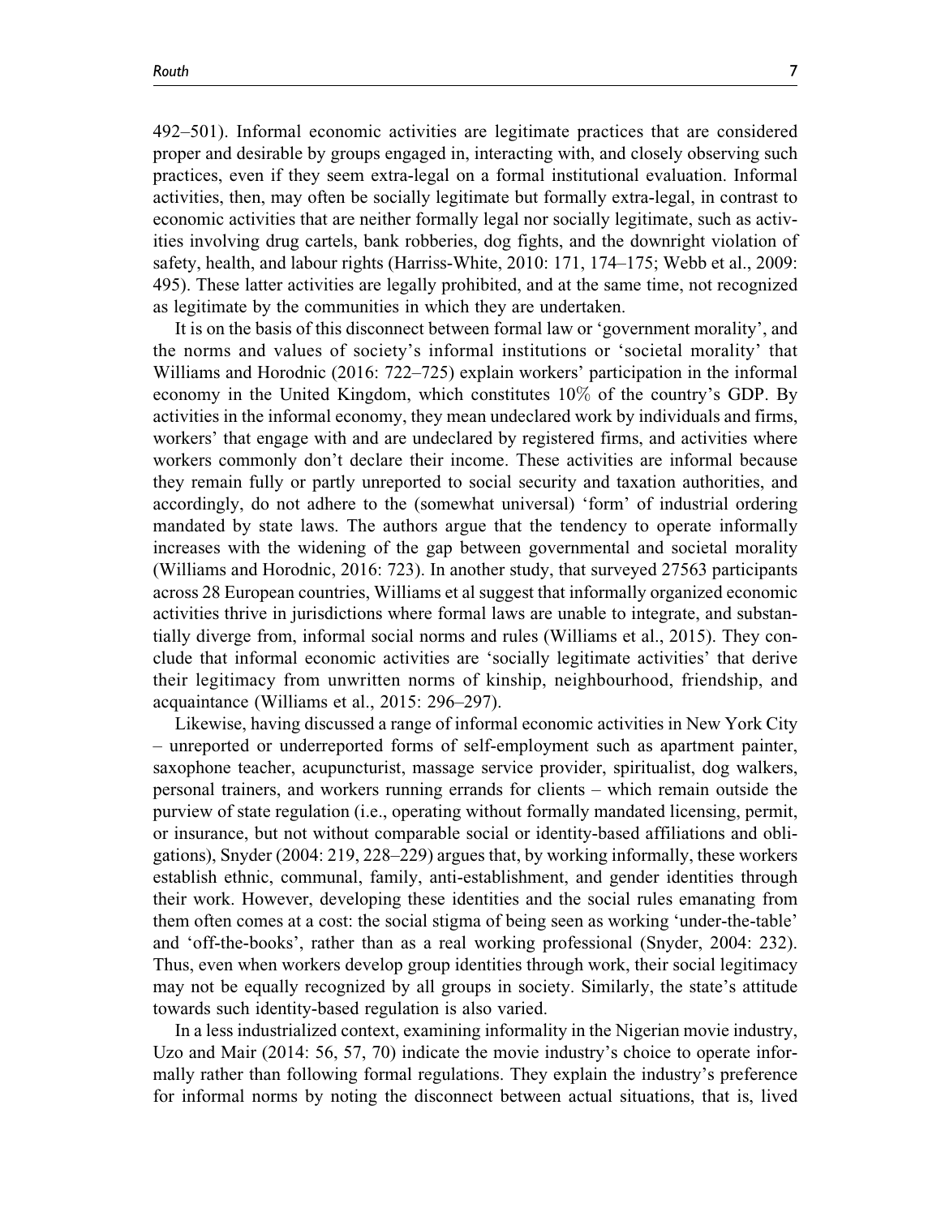492–501). Informal economic activities are legitimate practices that are considered proper and desirable by groups engaged in, interacting with, and closely observing such practices, even if they seem extra-legal on a formal institutional evaluation. Informal activities, then, may often be socially legitimate but formally extra-legal, in contrast to economic activities that are neither formally legal nor socially legitimate, such as activities involving drug cartels, bank robberies, dog fights, and the downright violation of safety, health, and labour rights (Harriss-White, 2010: 171, 174–175; Webb et al., 2009: 495). These latter activities are legally prohibited, and at the same time, not recognized as legitimate by the communities in which they are undertaken.

It is on the basis of this disconnect between formal law or 'government morality', and the norms and values of society's informal institutions or 'societal morality' that Williams and Horodnic (2016: 722–725) explain workers' participation in the informal economy in the United Kingdom, which constitutes 10% of the country's GDP. By activities in the informal economy, they mean undeclared work by individuals and firms, workers' that engage with and are undeclared by registered firms, and activities where workers commonly don't declare their income. These activities are informal because they remain fully or partly unreported to social security and taxation authorities, and accordingly, do not adhere to the (somewhat universal) 'form' of industrial ordering mandated by state laws. The authors argue that the tendency to operate informally increases with the widening of the gap between governmental and societal morality (Williams and Horodnic, 2016: 723). In another study, that surveyed 27563 participants across 28 European countries, Williams et al suggest that informally organized economic activities thrive in jurisdictions where formal laws are unable to integrate, and substantially diverge from, informal social norms and rules (Williams et al., 2015). They conclude that informal economic activities are 'socially legitimate activities' that derive their legitimacy from unwritten norms of kinship, neighbourhood, friendship, and acquaintance (Williams et al., 2015: 296–297).

Likewise, having discussed a range of informal economic activities in New York City – unreported or underreported forms of self-employment such as apartment painter, saxophone teacher, acupuncturist, massage service provider, spiritualist, dog walkers, personal trainers, and workers running errands for clients – which remain outside the purview of state regulation (i.e., operating without formally mandated licensing, permit, or insurance, but not without comparable social or identity-based affiliations and obligations), Snyder (2004: 219, 228–229) argues that, by working informally, these workers establish ethnic, communal, family, anti-establishment, and gender identities through their work. However, developing these identities and the social rules emanating from them often comes at a cost: the social stigma of being seen as working 'under-the-table' and 'off-the-books', rather than as a real working professional (Snyder, 2004: 232). Thus, even when workers develop group identities through work, their social legitimacy may not be equally recognized by all groups in society. Similarly, the state's attitude towards such identity-based regulation is also varied.

In a less industrialized context, examining informality in the Nigerian movie industry, Uzo and Mair (2014: 56, 57, 70) indicate the movie industry's choice to operate informally rather than following formal regulations. They explain the industry's preference for informal norms by noting the disconnect between actual situations, that is, lived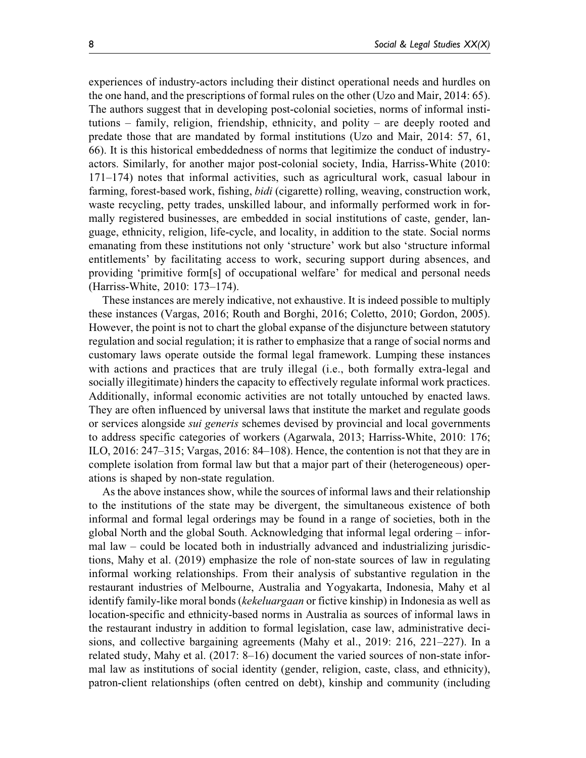experiences of industry-actors including their distinct operational needs and hurdles on the one hand, and the prescriptions of formal rules on the other (Uzo and Mair, 2014: 65). The authors suggest that in developing post-colonial societies, norms of informal institutions – family, religion, friendship, ethnicity, and polity – are deeply rooted and predate those that are mandated by formal institutions (Uzo and Mair, 2014: 57, 61, 66). It is this historical embeddedness of norms that legitimize the conduct of industry-actors. Similarly, for another major post-colonial society, India, Harriss-White (2010: 171–174) notes that informal activities, such as agricultural work, casual labour in farming, forest-based work, fishing, *bidi* (cigarette) rolling, weaving, construction work, waste recycling, petty trades, unskilled labour, and informally performed work in formally registered businesses, are embedded in social institutions of caste, gender, language, ethnicity, religion, life-cycle, and locality, in addition to the state. Social norms emanating from these institutions not only 'structure' work but also 'structure informal entitlements' by facilitating access to work, securing support during absences, and providing 'primitive form[s] of occupational welfare' for medical and personal needs (Harriss-White, 2010: 173–174).

These instances are merely indicative, not exhaustive. It is indeed possible to multiply these instances (Vargas, 2016; Routh and Borghi, 2016; Coletto, 2010; Gordon, 2005). However, the point is not to chart the global expanse of the disjuncture between statutory regulation and social regulation; it is rather to emphasize that a range of social norms and customary laws operate outside the formal legal framework. Lumping these instances with actions and practices that are truly illegal (i.e., both formally extra-legal and socially illegitimate) hinders the capacity to effectively regulate informal work practices. Additionally, informal economic activities are not totally untouched by enacted laws. They are often influenced by universal laws that institute the market and regulate goods or services alongside *sui generis* schemes devised by provincial and local governments to address specific categories of workers (Agarwala, 2013; Harriss-White, 2010: 176; ILO, 2016: 247–315; Vargas, 2016: 84–108). Hence, the contention is not that they are in complete isolation from formal law but that a major part of their (heterogeneous) operations is shaped by non-state regulation.

As the above instances show, while the sources of informal laws and their relationship to the institutions of the state may be divergent, the simultaneous existence of both informal and formal legal orderings may be found in a range of societies, both in the global North and the global South. Acknowledging that informal legal ordering – informal law – could be located both in industrially advanced and industrializing jurisdictions, Mahy et al. (2019) emphasize the role of non-state sources of law in regulating informal working relationships. From their analysis of substantive regulation in the restaurant industries of Melbourne, Australia and Yogyakarta, Indonesia, Mahy et al identify family-like moral bonds (*kekeluargaan* or fictive kinship) in Indonesia as well as location-specific and ethnicity-based norms in Australia as sources of informal laws in the restaurant industry in addition to formal legislation, case law, administrative decisions, and collective bargaining agreements (Mahy et al., 2019: 216, 221–227). In a related study, Mahy et al. (2017: 8–16) document the varied sources of non-state informal law as institutions of social identity (gender, religion, caste, class, and ethnicity), patron-client relationships (often centred on debt), kinship and community (including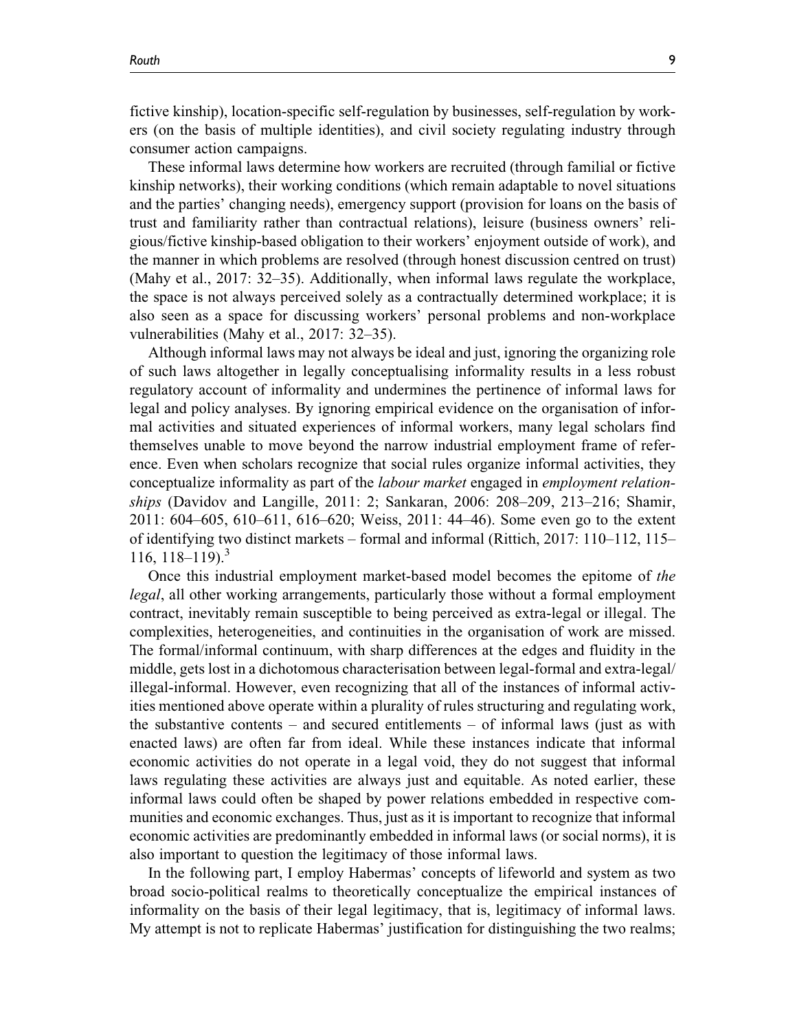fictive kinship), location-specific self-regulation by businesses, self-regulation by workers (on the basis of multiple identities), and civil society regulating industry through consumer action campaigns.

These informal laws determine how workers are recruited (through familial or fictive kinship networks), their working conditions (which remain adaptable to novel situations and the parties' changing needs), emergency support (provision for loans on the basis of trust and familiarity rather than contractual relations), leisure (business owners' religious/fictive kinship-based obligation to their workers' enjoyment outside of work), and the manner in which problems are resolved (through honest discussion centred on trust) (Mahy et al., 2017: 32–35). Additionally, when informal laws regulate the workplace, the space is not always perceived solely as a contractually determined workplace; it is also seen as a space for discussing workers' personal problems and non-workplace vulnerabilities (Mahy et al., 2017: 32–35).

Although informal laws may not always be ideal and just, ignoring the organizing role of such laws altogether in legally conceptualising informality results in a less robust regulatory account of informality and undermines the pertinence of informal laws for legal and policy analyses. By ignoring empirical evidence on the organisation of informal activities and situated experiences of informal workers, many legal scholars find themselves unable to move beyond the narrow industrial employment frame of reference. Even when scholars recognize that social rules organize informal activities, they conceptualize informality as part of the *labour market* engaged in *employment relationships* (Davidov and Langille, 2011: 2; Sankaran, 2006: 208–209, 213–216; Shamir, 2011: 604–605, 610–611, 616–620; Weiss, 2011: 44–46). Some even go to the extent of identifying two distinct markets – formal and informal (Rittich, 2017: 110–112, 115–116, 118–119).[3]

Once this industrial employment market-based model becomes the epitome of *the legal*, all other working arrangements, particularly those without a formal employment contract, inevitably remain susceptible to being perceived as extra-legal or illegal. The complexities, heterogeneities, and continuities in the organisation of work are missed. The formal/informal continuum, with sharp differences at the edges and fluidity in the middle, gets lost in a dichotomous characterisation between legal-formal and extra-legal/illegal-informal. However, even recognizing that all of the instances of informal activities mentioned above operate within a plurality of rules structuring and regulating work, the substantive contents – and secured entitlements – of informal laws (just as with enacted laws) are often far from ideal. While these instances indicate that informal economic activities do not operate in a legal void, they do not suggest that informal laws regulating these activities are always just and equitable. As noted earlier, these informal laws could often be shaped by power relations embedded in respective communities and economic exchanges. Thus, just as it is important to recognize that informal economic activities are predominantly embedded in informal laws (or social norms), it is also important to question the legitimacy of those informal laws.

In the following part, I employ Habermas' concepts of lifeworld and system as two broad socio-political realms to theoretically conceptualize the empirical instances of informality on the basis of their legal legitimacy, that is, legitimacy of informal laws. My attempt is not to replicate Habermas' justification for distinguishing the two realms;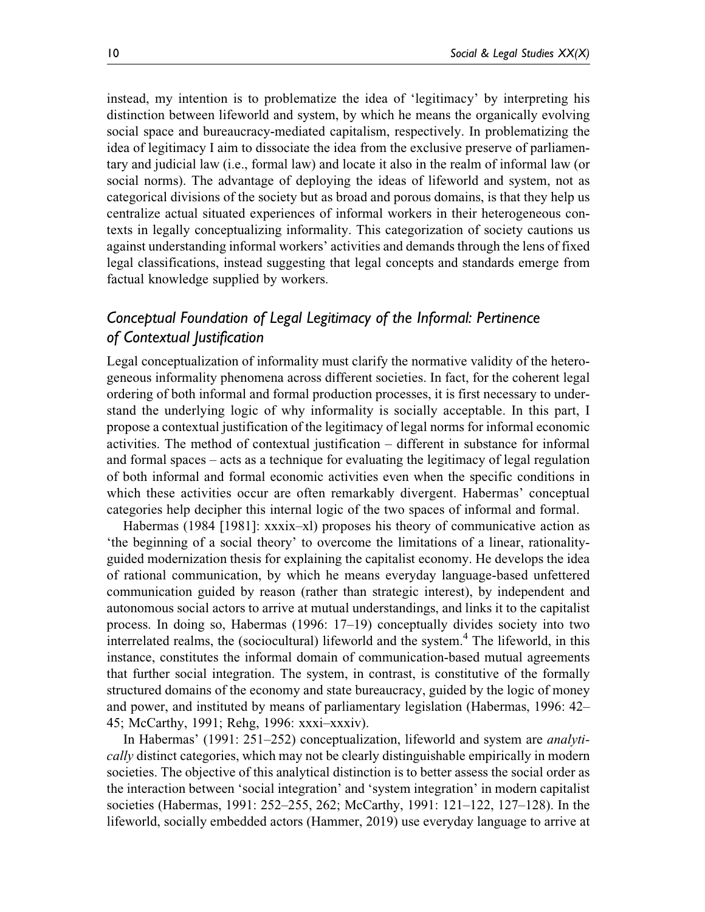instead, my intention is to problematize the idea of 'legitimacy' by interpreting his distinction between lifeworld and system, by which he means the organically evolving social space and bureaucracy-mediated capitalism, respectively. In problematizing the idea of legitimacy I aim to dissociate the idea from the exclusive preserve of parliamentary and judicial law (i.e., formal law) and locate it also in the realm of informal law (or social norms). The advantage of deploying the ideas of lifeworld and system, not as categorical divisions of the society but as broad and porous domains, is that they help us centralize actual situated experiences of informal workers in their heterogeneous contexts in legally conceptualizing informality. This categorization of society cautions us against understanding informal workers' activities and demands through the lens of fixed legal classifications, instead suggesting that legal concepts and standards emerge from factual knowledge supplied by workers.

## *Conceptual Foundation of Legal Legitimacy of the Informal: Pertinence of Contextual Justification*

Legal conceptualization of informality must clarify the normative validity of the heterogeneous informality phenomena across different societies. In fact, for the coherent legal ordering of both informal and formal production processes, it is first necessary to understand the underlying logic of why informality is socially acceptable. In this part, I propose a contextual justification of the legitimacy of legal norms for informal economic activities. The method of contextual justification – different in substance for informal and formal spaces – acts as a technique for evaluating the legitimacy of legal regulation of both informal and formal economic activities even when the specific conditions in which these activities occur are often remarkably divergent. Habermas' conceptual categories help decipher this internal logic of the two spaces of informal and formal.

Habermas (1984 [1981]: xxxix–xl) proposes his theory of communicative action as 'the beginning of a social theory' to overcome the limitations of a linear, rationality-guided modernization thesis for explaining the capitalist economy. He develops the idea of rational communication, by which he means everyday language-based unfettered communication guided by reason (rather than strategic interest), by independent and autonomous social actors to arrive at mutual understandings, and links it to the capitalist process. In doing so, Habermas (1996: 17–19) conceptually divides society into two interrelated realms, the (sociocultural) lifeworld and the system.[4] The lifeworld, in this instance, constitutes the informal domain of communication-based mutual agreements that further social integration. The system, in contrast, is constitutive of the formally structured domains of the economy and state bureaucracy, guided by the logic of money and power, and instituted by means of parliamentary legislation (Habermas, 1996: 42–45; McCarthy, 1991; Rehg, 1996: xxxi–xxxiv).

In Habermas' (1991: 251–252) conceptualization, lifeworld and system are *analytically* distinct categories, which may not be clearly distinguishable empirically in modern societies. The objective of this analytical distinction is to better assess the social order as the interaction between 'social integration' and 'system integration' in modern capitalist societies (Habermas, 1991: 252–255, 262; McCarthy, 1991: 121–122, 127–128). In the lifeworld, socially embedded actors (Hammer, 2019) use everyday language to arrive at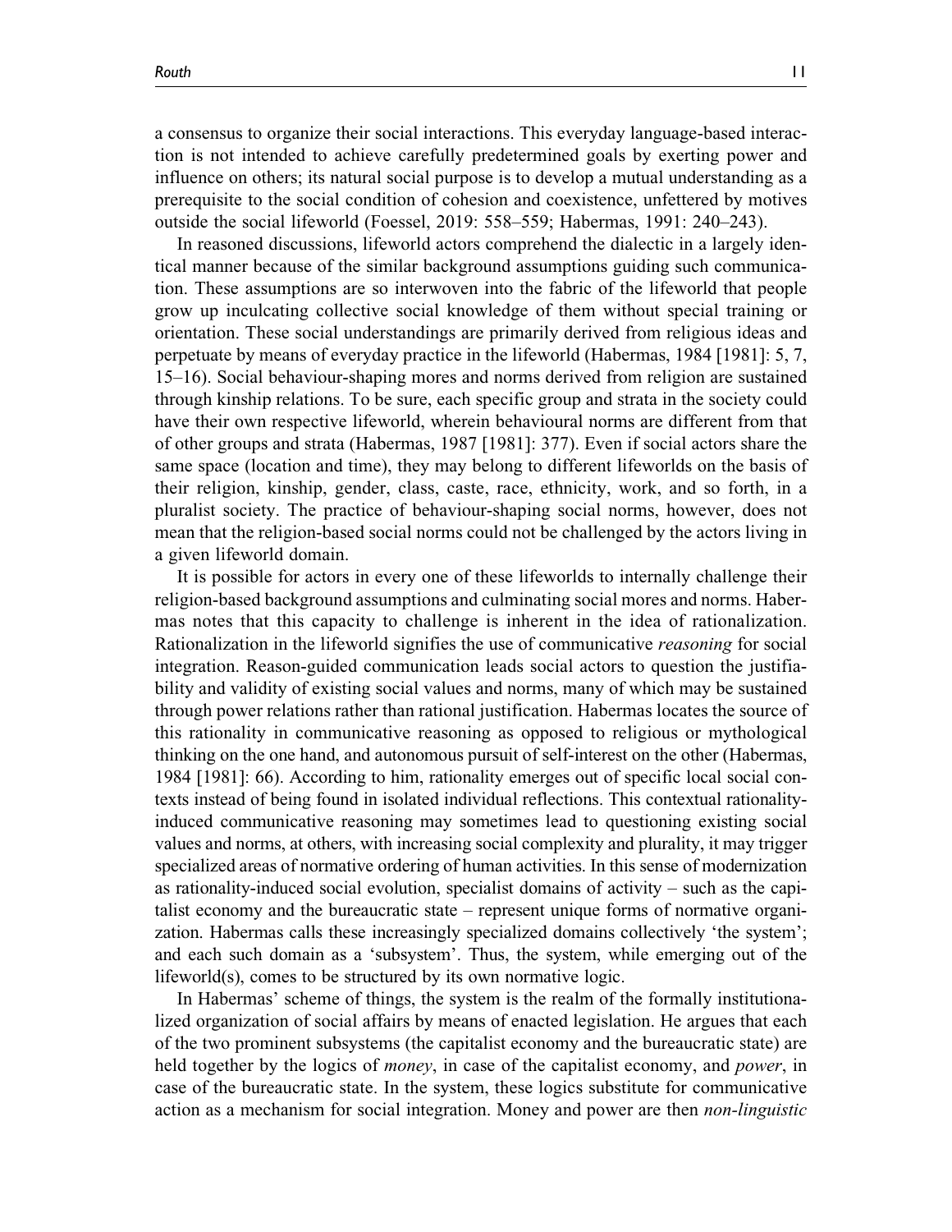a consensus to organize their social interactions. This everyday language-based interaction is not intended to achieve carefully predetermined goals by exerting power and influence on others; its natural social purpose is to develop a mutual understanding as a prerequisite to the social condition of cohesion and coexistence, unfettered by motives outside the social lifeworld (Foessel, 2019: 558–559; Habermas, 1991: 240–243).

In reasoned discussions, lifeworld actors comprehend the dialectic in a largely identical manner because of the similar background assumptions guiding such communication. These assumptions are so interwoven into the fabric of the lifeworld that people grow up inculcating collective social knowledge of them without special training or orientation. These social understandings are primarily derived from religious ideas and perpetuate by means of everyday practice in the lifeworld (Habermas, 1984 [1981]: 5, 7, 15–16). Social behaviour-shaping mores and norms derived from religion are sustained through kinship relations. To be sure, each specific group and strata in the society could have their own respective lifeworld, wherein behavioural norms are different from that of other groups and strata (Habermas, 1987 [1981]: 377). Even if social actors share the same space (location and time), they may belong to different lifeworlds on the basis of their religion, kinship, gender, class, caste, race, ethnicity, work, and so forth, in a pluralist society. The practice of behaviour-shaping social norms, however, does not mean that the religion-based social norms could not be challenged by the actors living in a given lifeworld domain.

It is possible for actors in every one of these lifeworlds to internally challenge their religion-based background assumptions and culminating social mores and norms. Habermas notes that this capacity to challenge is inherent in the idea of rationalization. Rationalization in the lifeworld signifies the use of communicative *reasoning* for social integration. Reason-guided communication leads social actors to question the justifiability and validity of existing social values and norms, many of which may be sustained through power relations rather than rational justification. Habermas locates the source of this rationality in communicative reasoning as opposed to religious or mythological thinking on the one hand, and autonomous pursuit of self-interest on the other (Habermas, 1984 [1981]: 66). According to him, rationality emerges out of specific local social contexts instead of being found in isolated individual reflections. This contextual rationality-induced communicative reasoning may sometimes lead to questioning existing social values and norms, at others, with increasing social complexity and plurality, it may trigger specialized areas of normative ordering of human activities. In this sense of modernization as rationality-induced social evolution, specialist domains of activity – such as the capitalist economy and the bureaucratic state – represent unique forms of normative organization. Habermas calls these increasingly specialized domains collectively 'the system'; and each such domain as a 'subsystem'. Thus, the system, while emerging out of the lifeworld(s), comes to be structured by its own normative logic.

In Habermas' scheme of things, the system is the realm of the formally institutionalized organization of social affairs by means of enacted legislation. He argues that each of the two prominent subsystems (the capitalist economy and the bureaucratic state) are held together by the logics of *money*, in case of the capitalist economy, and *power*, in case of the bureaucratic state. In the system, these logics substitute for communicative action as a mechanism for social integration. Money and power are then *non-linguistic*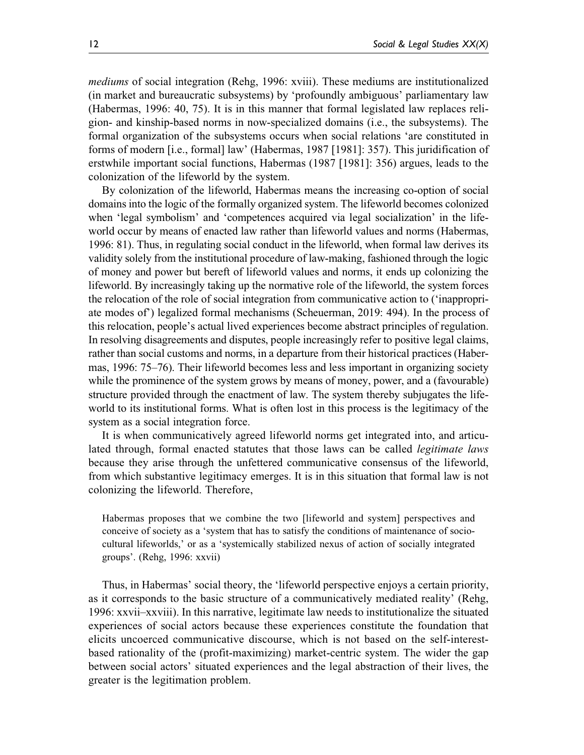*mediums* of social integration (Rehg, 1996: xviii). These mediums are institutionalized (in market and bureaucratic subsystems) by 'profoundly ambiguous' parliamentary law (Habermas, 1996: 40, 75). It is in this manner that formal legislated law replaces religion- and kinship-based norms in now-specialized domains (i.e., the subsystems). The formal organization of the subsystems occurs when social relations 'are constituted in forms of modern [i.e., formal] law' (Habermas, 1987 [1981]: 357). This juridification of erstwhile important social functions, Habermas (1987 [1981]: 356) argues, leads to the colonization of the lifeworld by the system.

By colonization of the lifeworld, Habermas means the increasing co-option of social domains into the logic of the formally organized system. The lifeworld becomes colonized when 'legal symbolism' and 'competences acquired via legal socialization' in the lifeworld occur by means of enacted law rather than lifeworld values and norms (Habermas, 1996: 81). Thus, in regulating social conduct in the lifeworld, when formal law derives its validity solely from the institutional procedure of law-making, fashioned through the logic of money and power but bereft of lifeworld values and norms, it ends up colonizing the lifeworld. By increasingly taking up the normative role of the lifeworld, the system forces the relocation of the role of social integration from communicative action to ('inappropriate modes of') legalized formal mechanisms (Scheuerman, 2019: 494). In the process of this relocation, people's actual lived experiences become abstract principles of regulation. In resolving disagreements and disputes, people increasingly refer to positive legal claims, rather than social customs and norms, in a departure from their historical practices (Habermas, 1996: 75–76). Their lifeworld becomes less and less important in organizing society while the prominence of the system grows by means of money, power, and a (favourable) structure provided through the enactment of law. The system thereby subjugates the lifeworld to its institutional forms. What is often lost in this process is the legitimacy of the system as a social integration force.

It is when communicatively agreed lifeworld norms get integrated into, and articulated through, formal enacted statutes that those laws can be called *legitimate laws* because they arise through the unfettered communicative consensus of the lifeworld, from which substantive legitimacy emerges. It is in this situation that formal law is not colonizing the lifeworld. Therefore,

> Habermas proposes that we combine the two [lifeworld and system] perspectives and conceive of society as a 'system that has to satisfy the conditions of maintenance of socio-cultural lifeworlds,' or as a 'systemically stabilized nexus of action of socially integrated groups'. (Rehg, 1996: xxvii)

Thus, in Habermas' social theory, the 'lifeworld perspective enjoys a certain priority, as it corresponds to the basic structure of a communicatively mediated reality' (Rehg, 1996: xxvii–xxviii). In this narrative, legitimate law needs to institutionalize the situated experiences of social actors because these experiences constitute the foundation that elicits uncoerced communicative discourse, which is not based on the self-interest-based rationality of the (profit-maximizing) market-centric system. The wider the gap between social actors' situated experiences and the legal abstraction of their lives, the greater is the legitimation problem.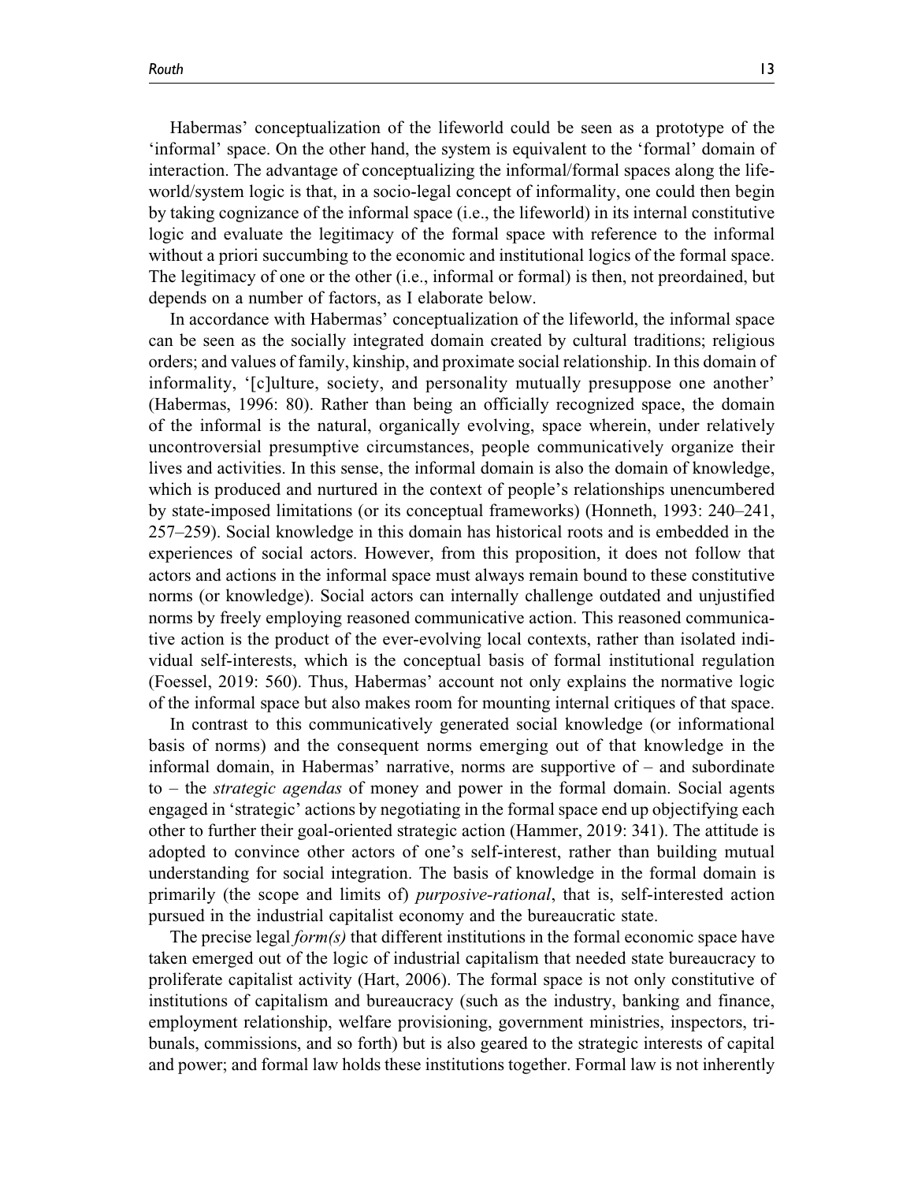Habermas' conceptualization of the lifeworld could be seen as a prototype of the 'informal' space. On the other hand, the system is equivalent to the 'formal' domain of interaction. The advantage of conceptualizing the informal/formal spaces along the lifeworld/system logic is that, in a socio-legal concept of informality, one could then begin by taking cognizance of the informal space (i.e., the lifeworld) in its internal constitutive logic and evaluate the legitimacy of the formal space with reference to the informal without a priori succumbing to the economic and institutional logics of the formal space. The legitimacy of one or the other (i.e., informal or formal) is then, not preordained, but depends on a number of factors, as I elaborate below.

In accordance with Habermas' conceptualization of the lifeworld, the informal space can be seen as the socially integrated domain created by cultural traditions; religious orders; and values of family, kinship, and proximate social relationship. In this domain of informality, '[c]ulture, society, and personality mutually presuppose one another' (Habermas, 1996: 80). Rather than being an officially recognized space, the domain of the informal is the natural, organically evolving, space wherein, under relatively uncontroversial presumptive circumstances, people communicatively organize their lives and activities. In this sense, the informal domain is also the domain of knowledge, which is produced and nurtured in the context of people's relationships unencumbered by state-imposed limitations (or its conceptual frameworks) (Honneth, 1993: 240–241, 257–259). Social knowledge in this domain has historical roots and is embedded in the experiences of social actors. However, from this proposition, it does not follow that actors and actions in the informal space must always remain bound to these constitutive norms (or knowledge). Social actors can internally challenge outdated and unjustified norms by freely employing reasoned communicative action. This reasoned communicative action is the product of the ever-evolving local contexts, rather than isolated individual self-interests, which is the conceptual basis of formal institutional regulation (Foessel, 2019: 560). Thus, Habermas' account not only explains the normative logic of the informal space but also makes room for mounting internal critiques of that space.

In contrast to this communicatively generated social knowledge (or informational basis of norms) and the consequent norms emerging out of that knowledge in the informal domain, in Habermas' narrative, norms are supportive of – and subordinate to – the *strategic agendas* of money and power in the formal domain. Social agents engaged in 'strategic' actions by negotiating in the formal space end up objectifying each other to further their goal-oriented strategic action (Hammer, 2019: 341). The attitude is adopted to convince other actors of one's self-interest, rather than building mutual understanding for social integration. The basis of knowledge in the formal domain is primarily (the scope and limits of) *purposive-rational*, that is, self-interested action pursued in the industrial capitalist economy and the bureaucratic state.

The precise legal *form(s)* that different institutions in the formal economic space have taken emerged out of the logic of industrial capitalism that needed state bureaucracy to proliferate capitalist activity (Hart, 2006). The formal space is not only constitutive of institutions of capitalism and bureaucracy (such as the industry, banking and finance, employment relationship, welfare provisioning, government ministries, inspectors, tribunals, commissions, and so forth) but is also geared to the strategic interests of capital and power; and formal law holds these institutions together. Formal law is not inherently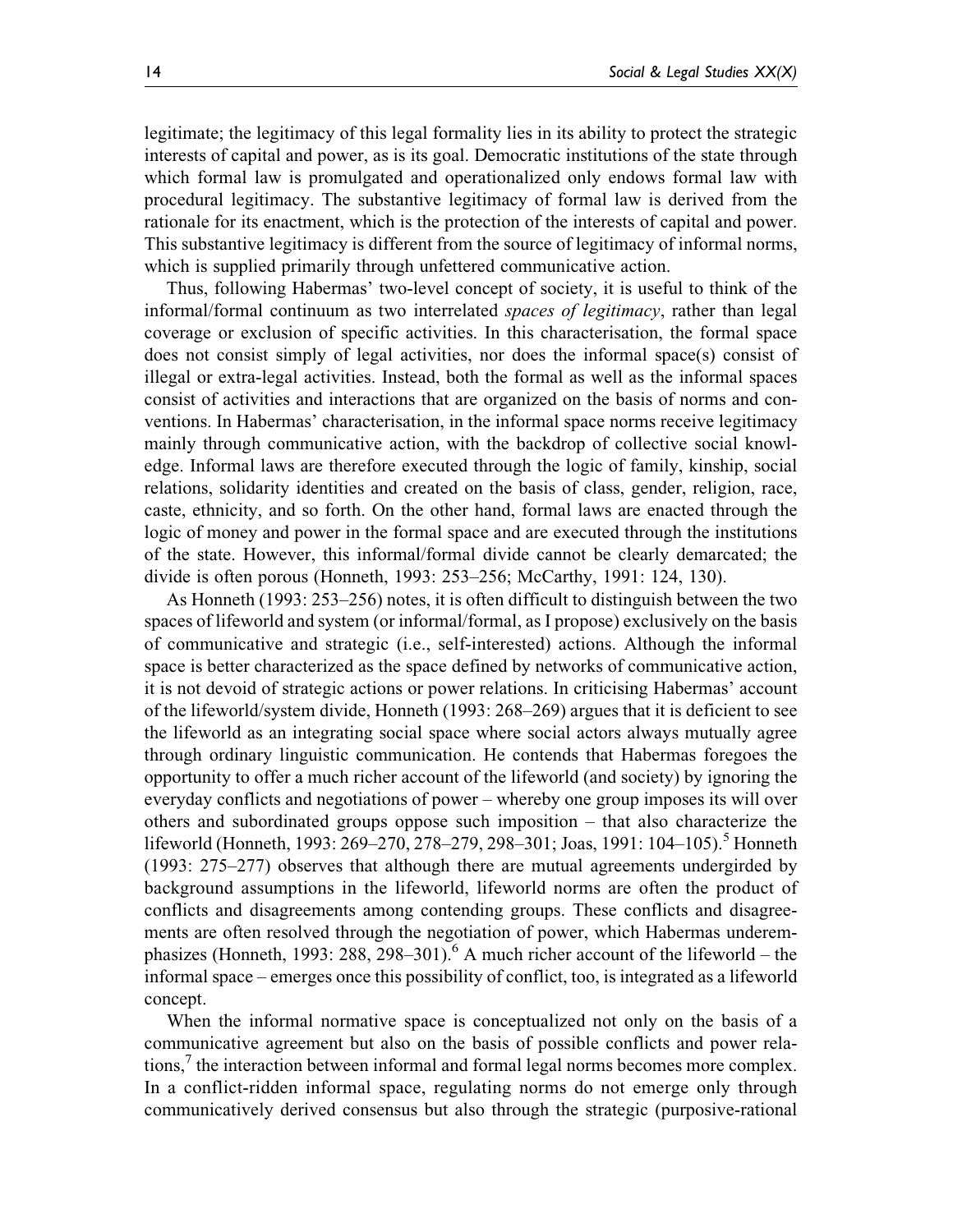legitimate; the legitimacy of this legal formality lies in its ability to protect the strategic interests of capital and power, as is its goal. Democratic institutions of the state through which formal law is promulgated and operationalized only endows formal law with procedural legitimacy. The substantive legitimacy of formal law is derived from the rationale for its enactment, which is the protection of the interests of capital and power. This substantive legitimacy is different from the source of legitimacy of informal norms, which is supplied primarily through unfettered communicative action.

Thus, following Habermas' two-level concept of society, it is useful to think of the informal/formal continuum as two interrelated *spaces of legitimacy*, rather than legal coverage or exclusion of specific activities. In this characterisation, the formal space does not consist simply of legal activities, nor does the informal space(s) consist of illegal or extra-legal activities. Instead, both the formal as well as the informal spaces consist of activities and interactions that are organized on the basis of norms and conventions. In Habermas' characterisation, in the informal space norms receive legitimacy mainly through communicative action, with the backdrop of collective social knowledge. Informal laws are therefore executed through the logic of family, kinship, social relations, solidarity identities and created on the basis of class, gender, religion, race, caste, ethnicity, and so forth. On the other hand, formal laws are enacted through the logic of money and power in the formal space and are executed through the institutions of the state. However, this informal/formal divide cannot be clearly demarcated; the divide is often porous (Honneth, 1993: 253–256; McCarthy, 1991: 124, 130).

As Honneth (1993: 253–256) notes, it is often difficult to distinguish between the two spaces of lifeworld and system (or informal/formal, as I propose) exclusively on the basis of communicative and strategic (i.e., self-interested) actions. Although the informal space is better characterized as the space defined by networks of communicative action, it is not devoid of strategic actions or power relations. In criticising Habermas' account of the lifeworld/system divide, Honneth (1993: 268–269) argues that it is deficient to see the lifeworld as an integrating social space where social actors always mutually agree through ordinary linguistic communication. He contends that Habermas foregoes the opportunity to offer a much richer account of the lifeworld (and society) by ignoring the everyday conflicts and negotiations of power – whereby one group imposes its will over others and subordinated groups oppose such imposition – that also characterize the lifeworld (Honneth, 1993: 269–270, 278–279, 298–301; Joas, 1991: 104–105).[5] Honneth (1993: 275–277) observes that although there are mutual agreements undergirded by background assumptions in the lifeworld, lifeworld norms are often the product of conflicts and disagreements among contending groups. These conflicts and disagreements are often resolved through the negotiation of power, which Habermas underemphasizes (Honneth, 1993: 288, 298–301).[6] A much richer account of the lifeworld – the informal space – emerges once this possibility of conflict, too, is integrated as a lifeworld concept.

When the informal normative space is conceptualized not only on the basis of a communicative agreement but also on the basis of possible conflicts and power relations,[7] the interaction between informal and formal legal norms becomes more complex. In a conflict-ridden informal space, regulating norms do not emerge only through communicatively derived consensus but also through the strategic (purposive-rational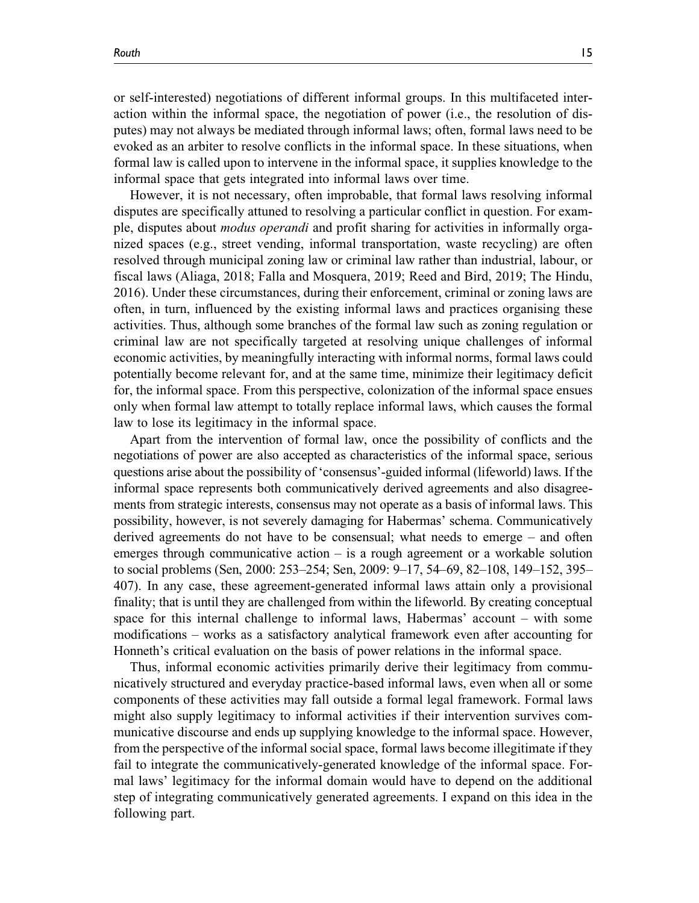or self-interested) negotiations of different informal groups. In this multifaceted interaction within the informal space, the negotiation of power (i.e., the resolution of disputes) may not always be mediated through informal laws; often, formal laws need to be evoked as an arbiter to resolve conflicts in the informal space. In these situations, when formal law is called upon to intervene in the informal space, it supplies knowledge to the informal space that gets integrated into informal laws over time.

However, it is not necessary, often improbable, that formal laws resolving informal disputes are specifically attuned to resolving a particular conflict in question. For example, disputes about *modus operandi* and profit sharing for activities in informally organized spaces (e.g., street vending, informal transportation, waste recycling) are often resolved through municipal zoning law or criminal law rather than industrial, labour, or fiscal laws (Aliaga, 2018; Falla and Mosquera, 2019; Reed and Bird, 2019; The Hindu, 2016). Under these circumstances, during their enforcement, criminal or zoning laws are often, in turn, influenced by the existing informal laws and practices organising these activities. Thus, although some branches of the formal law such as zoning regulation or criminal law are not specifically targeted at resolving unique challenges of informal economic activities, by meaningfully interacting with informal norms, formal laws could potentially become relevant for, and at the same time, minimize their legitimacy deficit for, the informal space. From this perspective, colonization of the informal space ensues only when formal law attempt to totally replace informal laws, which causes the formal law to lose its legitimacy in the informal space.

Apart from the intervention of formal law, once the possibility of conflicts and the negotiations of power are also accepted as characteristics of the informal space, serious questions arise about the possibility of 'consensus'-guided informal (lifeworld) laws. If the informal space represents both communicatively derived agreements and also disagreements from strategic interests, consensus may not operate as a basis of informal laws. This possibility, however, is not severely damaging for Habermas' schema. Communicatively derived agreements do not have to be consensual; what needs to emerge – and often emerges through communicative action – is a rough agreement or a workable solution to social problems (Sen, 2000: 253–254; Sen, 2009: 9–17, 54–69, 82–108, 149–152, 395–407). In any case, these agreement-generated informal laws attain only a provisional finality; that is until they are challenged from within the lifeworld. By creating conceptual space for this internal challenge to informal laws, Habermas' account – with some modifications – works as a satisfactory analytical framework even after accounting for Honneth's critical evaluation on the basis of power relations in the informal space.

Thus, informal economic activities primarily derive their legitimacy from communicatively structured and everyday practice-based informal laws, even when all or some components of these activities may fall outside a formal legal framework. Formal laws might also supply legitimacy to informal activities if their intervention survives communicative discourse and ends up supplying knowledge to the informal space. However, from the perspective of the informal social space, formal laws become illegitimate if they fail to integrate the communicatively-generated knowledge of the informal space. Formal laws' legitimacy for the informal domain would have to depend on the additional step of integrating communicatively generated agreements. I expand on this idea in the following part.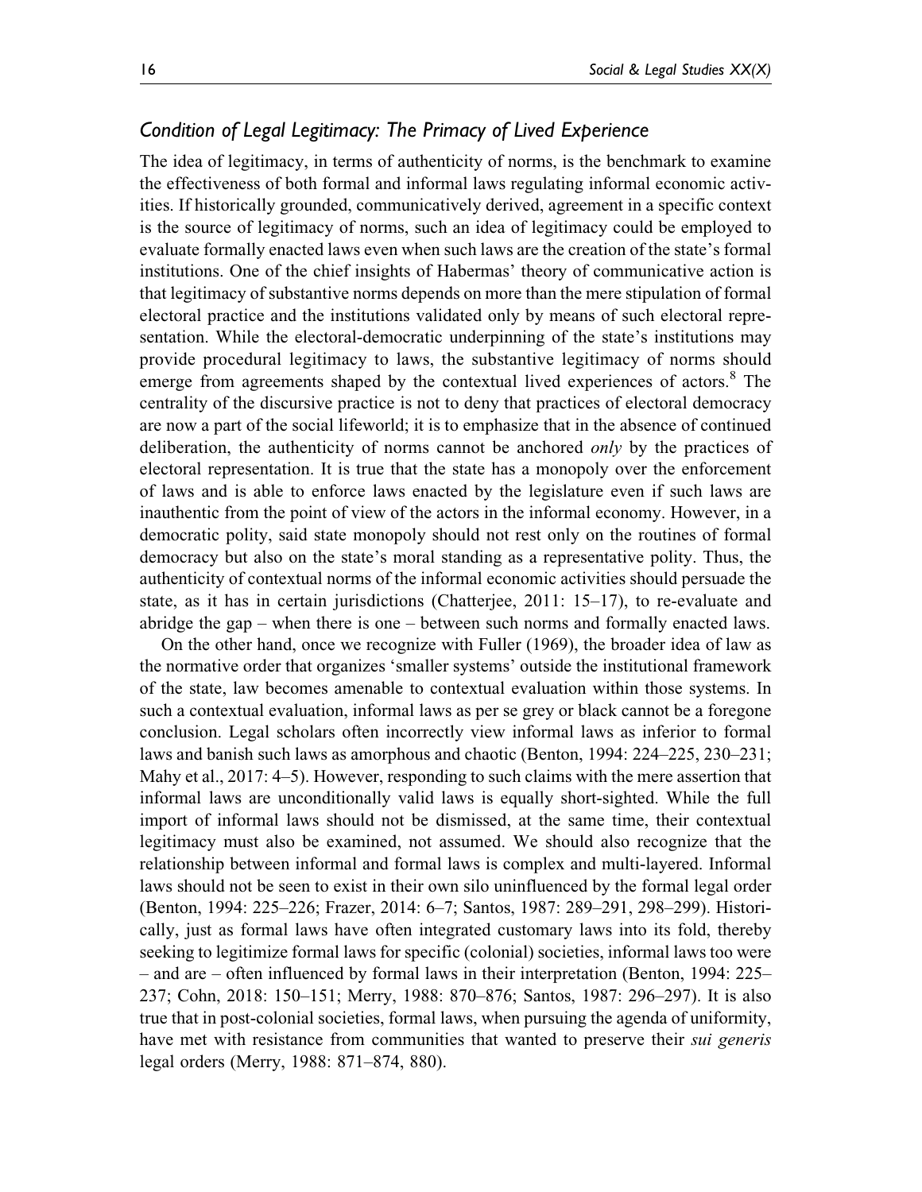### *Condition of Legal Legitimacy: The Primacy of Lived Experience*

The idea of legitimacy, in terms of authenticity of norms, is the benchmark to examine the effectiveness of both formal and informal laws regulating informal economic activities. If historically grounded, communicatively derived, agreement in a specific context is the source of legitimacy of norms, such an idea of legitimacy could be employed to evaluate formally enacted laws even when such laws are the creation of the state's formal institutions. One of the chief insights of Habermas' theory of communicative action is that legitimacy of substantive norms depends on more than the mere stipulation of formal electoral practice and the institutions validated only by means of such electoral representation. While the electoral-democratic underpinning of the state's institutions may provide procedural legitimacy to laws, the substantive legitimacy of norms should emerge from agreements shaped by the contextual lived experiences of actors.[8] The centrality of the discursive practice is not to deny that practices of electoral democracy are now a part of the social lifeworld; it is to emphasize that in the absence of continued deliberation, the authenticity of norms cannot be anchored *only* by the practices of electoral representation. It is true that the state has a monopoly over the enforcement of laws and is able to enforce laws enacted by the legislature even if such laws are inauthentic from the point of view of the actors in the informal economy. However, in a democratic polity, said state monopoly should not rest only on the routines of formal democracy but also on the state's moral standing as a representative polity. Thus, the authenticity of contextual norms of the informal economic activities should persuade the state, as it has in certain jurisdictions (Chatterjee, 2011: 15–17), to re-evaluate and abridge the gap – when there is one – between such norms and formally enacted laws.

On the other hand, once we recognize with Fuller (1969), the broader idea of law as the normative order that organizes 'smaller systems' outside the institutional framework of the state, law becomes amenable to contextual evaluation within those systems. In such a contextual evaluation, informal laws as per se grey or black cannot be a foregone conclusion. Legal scholars often incorrectly view informal laws as inferior to formal laws and banish such laws as amorphous and chaotic (Benton, 1994: 224–225, 230–231; Mahy et al., 2017: 4–5). However, responding to such claims with the mere assertion that informal laws are unconditionally valid laws is equally short-sighted. While the full import of informal laws should not be dismissed, at the same time, their contextual legitimacy must also be examined, not assumed. We should also recognize that the relationship between informal and formal laws is complex and multi-layered. Informal laws should not be seen to exist in their own silo uninfluenced by the formal legal order (Benton, 1994: 225–226; Frazer, 2014: 6–7; Santos, 1987: 289–291, 298–299). Historically, just as formal laws have often integrated customary laws into its fold, thereby seeking to legitimize formal laws for specific (colonial) societies, informal laws too were – and are – often influenced by formal laws in their interpretation (Benton, 1994: 225–237; Cohn, 2018: 150–151; Merry, 1988: 870–876; Santos, 1987: 296–297). It is also true that in post-colonial societies, formal laws, when pursuing the agenda of uniformity, have met with resistance from communities that wanted to preserve their *sui generis* legal orders (Merry, 1988: 871–874, 880).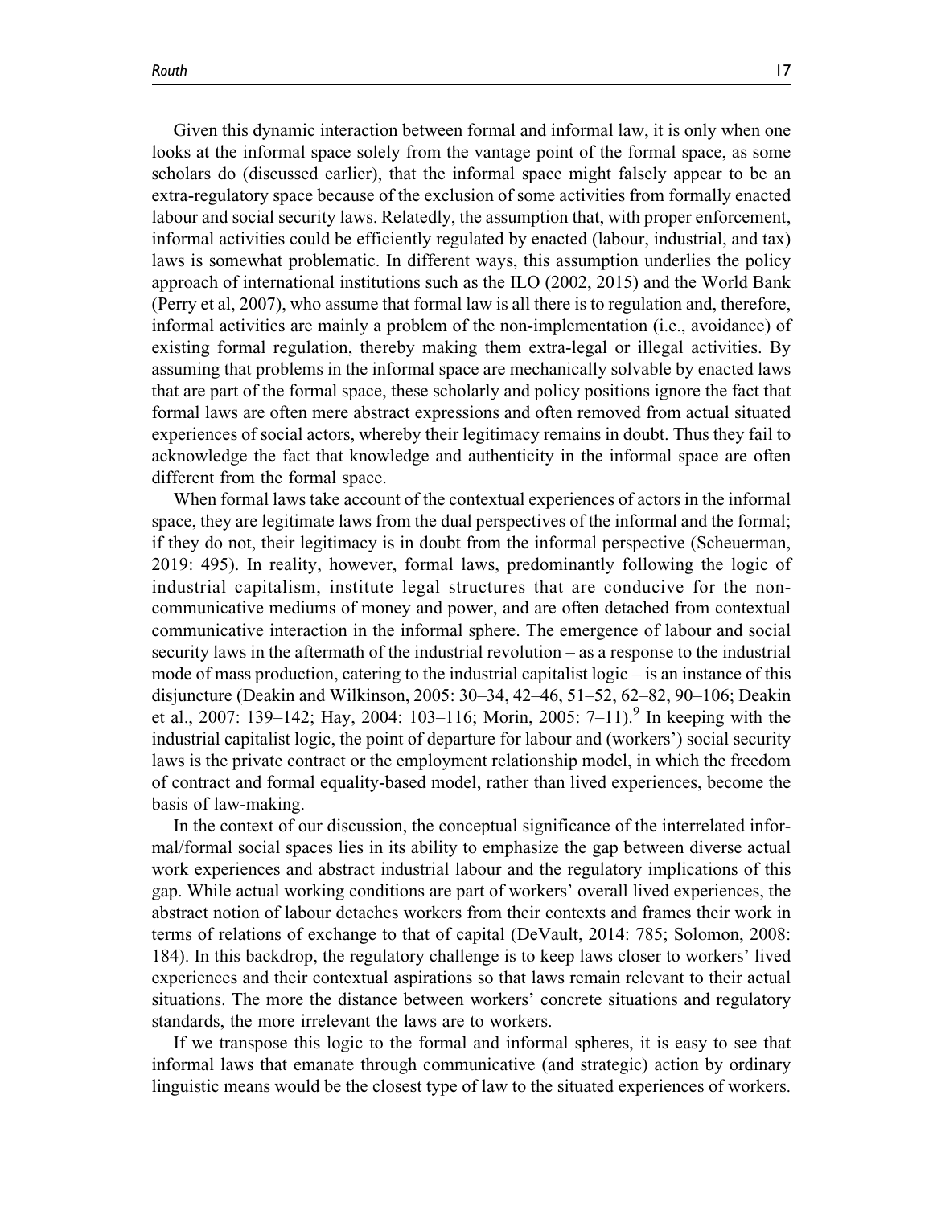Given this dynamic interaction between formal and informal law, it is only when one looks at the informal space solely from the vantage point of the formal space, as some scholars do (discussed earlier), that the informal space might falsely appear to be an extra-regulatory space because of the exclusion of some activities from formally enacted labour and social security laws. Relatedly, the assumption that, with proper enforcement, informal activities could be efficiently regulated by enacted (labour, industrial, and tax) laws is somewhat problematic. In different ways, this assumption underlies the policy approach of international institutions such as the ILO (2002, 2015) and the World Bank (Perry et al, 2007), who assume that formal law is all there is to regulation and, therefore, informal activities are mainly a problem of the non-implementation (i.e., avoidance) of existing formal regulation, thereby making them extra-legal or illegal activities. By assuming that problems in the informal space are mechanically solvable by enacted laws that are part of the formal space, these scholarly and policy positions ignore the fact that formal laws are often mere abstract expressions and often removed from actual situated experiences of social actors, whereby their legitimacy remains in doubt. Thus they fail to acknowledge the fact that knowledge and authenticity in the informal space are often different from the formal space.

When formal laws take account of the contextual experiences of actors in the informal space, they are legitimate laws from the dual perspectives of the informal and the formal; if they do not, their legitimacy is in doubt from the informal perspective (Scheuerman, 2019: 495). In reality, however, formal laws, predominantly following the logic of industrial capitalism, institute legal structures that are conducive for the non-communicative mediums of money and power, and are often detached from contextual communicative interaction in the informal sphere. The emergence of labour and social security laws in the aftermath of the industrial revolution – as a response to the industrial mode of mass production, catering to the industrial capitalist logic – is an instance of this disjuncture (Deakin and Wilkinson, 2005: 30–34, 42–46, 51–52, 62–82, 90–106; Deakin et al., 2007: 139–142; Hay, 2004: 103–116; Morin, 2005: 7–11).[9] In keeping with the industrial capitalist logic, the point of departure for labour and (workers') social security laws is the private contract or the employment relationship model, in which the freedom of contract and formal equality-based model, rather than lived experiences, become the basis of law-making.

In the context of our discussion, the conceptual significance of the interrelated informal/formal social spaces lies in its ability to emphasize the gap between diverse actual work experiences and abstract industrial labour and the regulatory implications of this gap. While actual working conditions are part of workers' overall lived experiences, the abstract notion of labour detaches workers from their contexts and frames their work in terms of relations of exchange to that of capital (DeVault, 2014: 785; Solomon, 2008: 184). In this backdrop, the regulatory challenge is to keep laws closer to workers' lived experiences and their contextual aspirations so that laws remain relevant to their actual situations. The more the distance between workers' concrete situations and regulatory standards, the more irrelevant the laws are to workers.

If we transpose this logic to the formal and informal spheres, it is easy to see that informal laws that emanate through communicative (and strategic) action by ordinary linguistic means would be the closest type of law to the situated experiences of workers.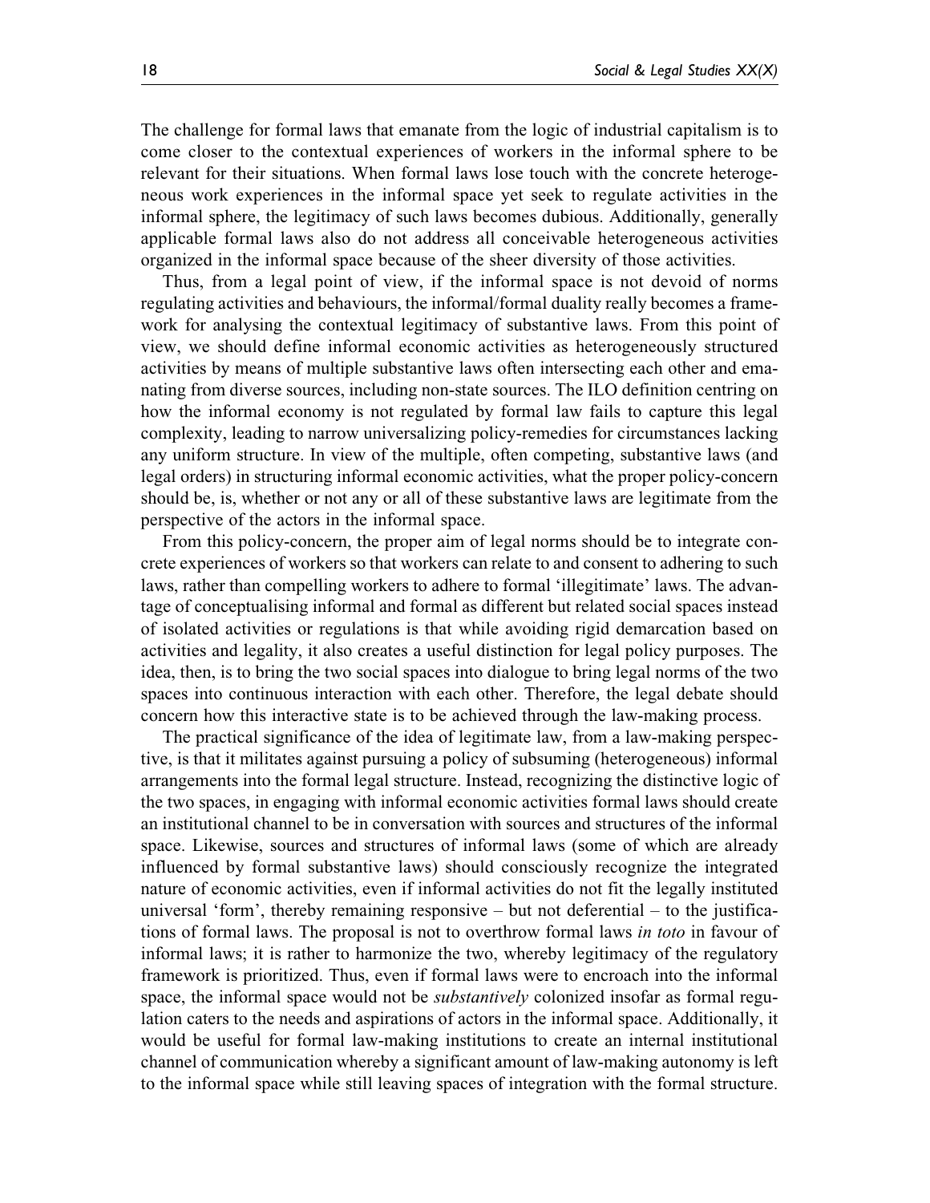The challenge for formal laws that emanate from the logic of industrial capitalism is to come closer to the contextual experiences of workers in the informal sphere to be relevant for their situations. When formal laws lose touch with the concrete heterogeneous work experiences in the informal space yet seek to regulate activities in the informal sphere, the legitimacy of such laws becomes dubious. Additionally, generally applicable formal laws also do not address all conceivable heterogeneous activities organized in the informal space because of the sheer diversity of those activities.

Thus, from a legal point of view, if the informal space is not devoid of norms regulating activities and behaviours, the informal/formal duality really becomes a framework for analysing the contextual legitimacy of substantive laws. From this point of view, we should define informal economic activities as heterogeneously structured activities by means of multiple substantive laws often intersecting each other and emanating from diverse sources, including non-state sources. The ILO definition centring on how the informal economy is not regulated by formal law fails to capture this legal complexity, leading to narrow universalizing policy-remedies for circumstances lacking any uniform structure. In view of the multiple, often competing, substantive laws (and legal orders) in structuring informal economic activities, what the proper policy-concern should be, is, whether or not any or all of these substantive laws are legitimate from the perspective of the actors in the informal space.

From this policy-concern, the proper aim of legal norms should be to integrate concrete experiences of workers so that workers can relate to and consent to adhering to such laws, rather than compelling workers to adhere to formal 'illegitimate' laws. The advantage of conceptualising informal and formal as different but related social spaces instead of isolated activities or regulations is that while avoiding rigid demarcation based on activities and legality, it also creates a useful distinction for legal policy purposes. The idea, then, is to bring the two social spaces into dialogue to bring legal norms of the two spaces into continuous interaction with each other. Therefore, the legal debate should concern how this interactive state is to be achieved through the law-making process.

The practical significance of the idea of legitimate law, from a law-making perspective, is that it militates against pursuing a policy of subsuming (heterogeneous) informal arrangements into the formal legal structure. Instead, recognizing the distinctive logic of the two spaces, in engaging with informal economic activities formal laws should create an institutional channel to be in conversation with sources and structures of the informal space. Likewise, sources and structures of informal laws (some of which are already influenced by formal substantive laws) should consciously recognize the integrated nature of economic activities, even if informal activities do not fit the legally instituted universal 'form', thereby remaining responsive – but not deferential – to the justifications of formal laws. The proposal is not to overthrow formal laws *in toto* in favour of informal laws; it is rather to harmonize the two, whereby legitimacy of the regulatory framework is prioritized. Thus, even if formal laws were to encroach into the informal space, the informal space would not be *substantively* colonized insofar as formal regulation caters to the needs and aspirations of actors in the informal space. Additionally, it would be useful for formal law-making institutions to create an internal institutional channel of communication whereby a significant amount of law-making autonomy is left to the informal space while still leaving spaces of integration with the formal structure.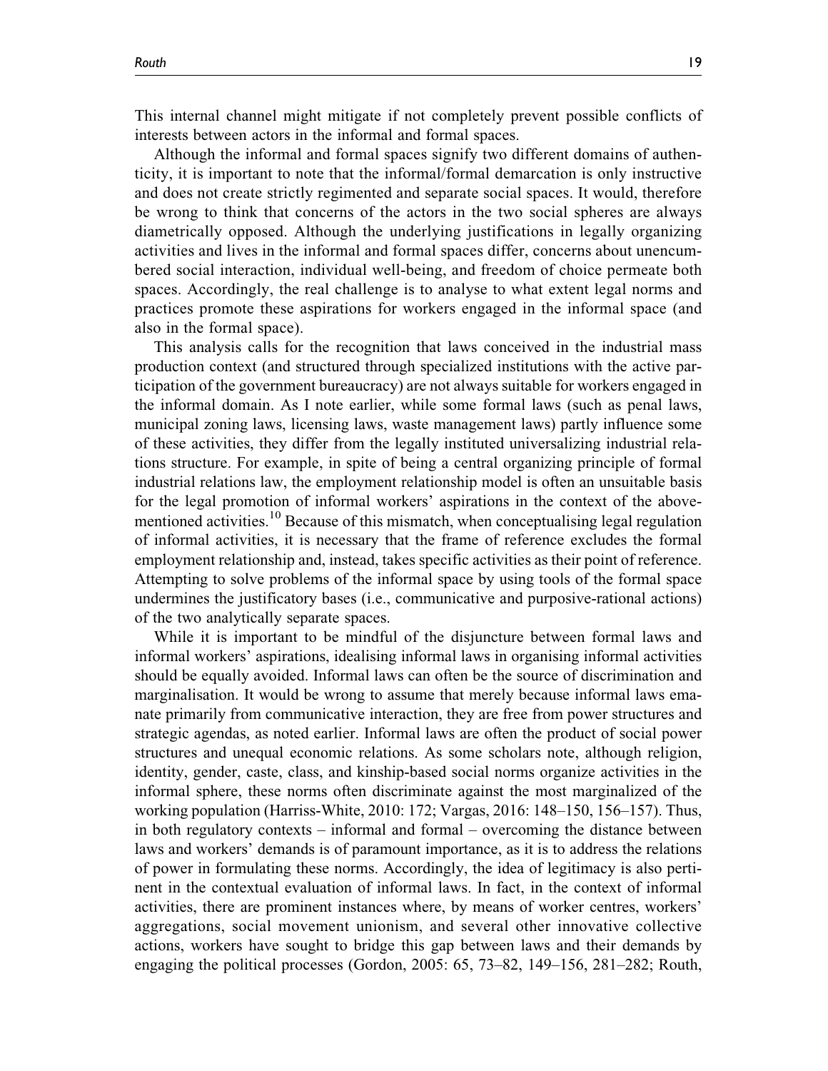This internal channel might mitigate if not completely prevent possible conflicts of interests between actors in the informal and formal spaces.

Although the informal and formal spaces signify two different domains of authenticity, it is important to note that the informal/formal demarcation is only instructive and does not create strictly regimented and separate social spaces. It would, therefore be wrong to think that concerns of the actors in the two social spheres are always diametrically opposed. Although the underlying justifications in legally organizing activities and lives in the informal and formal spaces differ, concerns about unencumbered social interaction, individual well-being, and freedom of choice permeate both spaces. Accordingly, the real challenge is to analyse to what extent legal norms and practices promote these aspirations for workers engaged in the informal space (and also in the formal space).

This analysis calls for the recognition that laws conceived in the industrial mass production context (and structured through specialized institutions with the active participation of the government bureaucracy) are not always suitable for workers engaged in the informal domain. As I note earlier, while some formal laws (such as penal laws, municipal zoning laws, licensing laws, waste management laws) partly influence some of these activities, they differ from the legally instituted universalizing industrial relations structure. For example, in spite of being a central organizing principle of formal industrial relations law, the employment relationship model is often an unsuitable basis for the legal promotion of informal workers' aspirations in the context of the abovementioned activities.[10] Because of this mismatch, when conceptualising legal regulation of informal activities, it is necessary that the frame of reference excludes the formal employment relationship and, instead, takes specific activities as their point of reference. Attempting to solve problems of the informal space by using tools of the formal space undermines the justificatory bases (i.e., communicative and purposive-rational actions) of the two analytically separate spaces.

While it is important to be mindful of the disjuncture between formal laws and informal workers' aspirations, idealising informal laws in organising informal activities should be equally avoided. Informal laws can often be the source of discrimination and marginalisation. It would be wrong to assume that merely because informal laws emanate primarily from communicative interaction, they are free from power structures and strategic agendas, as noted earlier. Informal laws are often the product of social power structures and unequal economic relations. As some scholars note, although religion, identity, gender, caste, class, and kinship-based social norms organize activities in the informal sphere, these norms often discriminate against the most marginalized of the working population (Harriss-White, 2010: 172; Vargas, 2016: 148–150, 156–157). Thus, in both regulatory contexts – informal and formal – overcoming the distance between laws and workers' demands is of paramount importance, as it is to address the relations of power in formulating these norms. Accordingly, the idea of legitimacy is also pertinent in the contextual evaluation of informal laws. In fact, in the context of informal activities, there are prominent instances where, by means of worker centres, workers' aggregations, social movement unionism, and several other innovative collective actions, workers have sought to bridge this gap between laws and their demands by engaging the political processes (Gordon, 2005: 65, 73–82, 149–156, 281–282; Routh,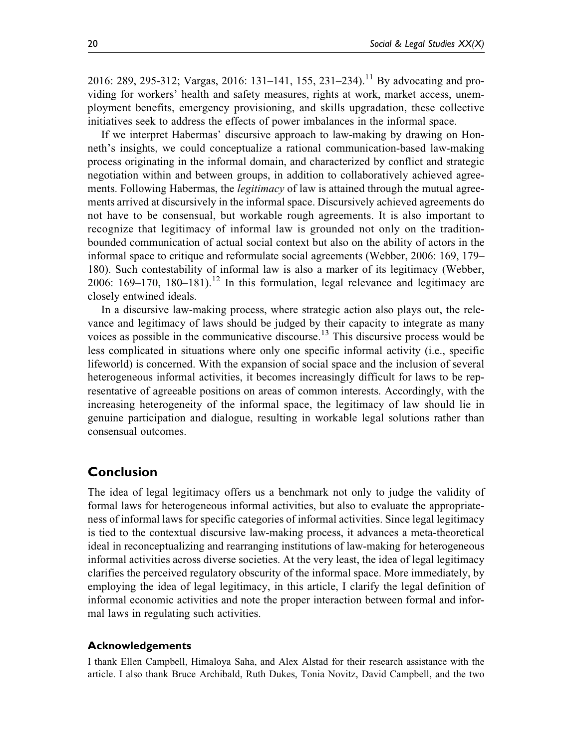2016: 289, 295-312; Vargas, 2016: 131–141, 155, 231–234).[11] By advocating and providing for workers' health and safety measures, rights at work, market access, unemployment benefits, emergency provisioning, and skills upgradation, these collective initiatives seek to address the effects of power imbalances in the informal space.

If we interpret Habermas' discursive approach to law-making by drawing on Honneth's insights, we could conceptualize a rational communication-based law-making process originating in the informal domain, and characterized by conflict and strategic negotiation within and between groups, in addition to collaboratively achieved agreements. Following Habermas, the *legitimacy* of law is attained through the mutual agreements arrived at discursively in the informal space. Discursively achieved agreements do not have to be consensual, but workable rough agreements. It is also important to recognize that legitimacy of informal law is grounded not only on the tradition-bounded communication of actual social context but also on the ability of actors in the informal space to critique and reformulate social agreements (Webber, 2006: 169, 179–180). Such contestability of informal law is also a marker of its legitimacy (Webber, 2006: 169–170, 180–181).[12] In this formulation, legal relevance and legitimacy are closely entwined ideals.

In a discursive law-making process, where strategic action also plays out, the relevance and legitimacy of laws should be judged by their capacity to integrate as many voices as possible in the communicative discourse.[13] This discursive process would be less complicated in situations where only one specific informal activity (i.e., specific lifeworld) is concerned. With the expansion of social space and the inclusion of several heterogeneous informal activities, it becomes increasingly difficult for laws to be representative of agreeable positions on areas of common interests. Accordingly, with the increasing heterogeneity of the informal space, the legitimacy of law should lie in genuine participation and dialogue, resulting in workable legal solutions rather than consensual outcomes.

## Conclusion

The idea of legal legitimacy offers us a benchmark not only to judge the validity of formal laws for heterogeneous informal activities, but also to evaluate the appropriateness of informal laws for specific categories of informal activities. Since legal legitimacy is tied to the contextual discursive law-making process, it advances a meta-theoretical ideal in reconceptualizing and rearranging institutions of law-making for heterogeneous informal activities across diverse societies. At the very least, the idea of legal legitimacy clarifies the perceived regulatory obscurity of the informal space. More immediately, by employing the idea of legal legitimacy, in this article, I clarify the legal definition of informal economic activities and note the proper interaction between formal and informal laws in regulating such activities.

### Acknowledgements

I thank Ellen Campbell, Himaloya Saha, and Alex Alstad for their research assistance with the article. I also thank Bruce Archibald, Ruth Dukes, Tonia Novitz, David Campbell, and the two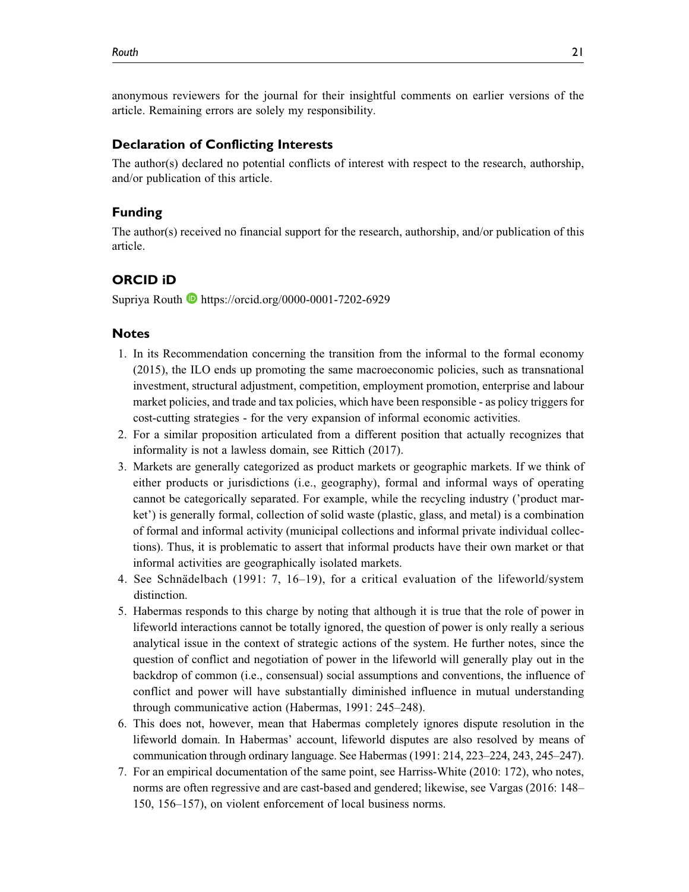anonymous reviewers for the journal for their insightful comments on earlier versions of the article. Remaining errors are solely my responsibility.

## Declaration of Conflicting Interests

The author(s) declared no potential conflicts of interest with respect to the research, authorship, and/or publication of this article.

## Funding

The author(s) received no financial support for the research, authorship, and/or publication of this article.

## ORCID iD

Supriya Routh https://orcid.org/0000-0001-7202-6929

## Notes

1. In its Recommendation concerning the transition from the informal to the formal economy (2015), the ILO ends up promoting the same macroeconomic policies, such as transnational investment, structural adjustment, competition, employment promotion, enterprise and labour market policies, and trade and tax policies, which have been responsible - as policy triggers for cost-cutting strategies - for the very expansion of informal economic activities.
2. For a similar proposition articulated from a different position that actually recognizes that informality is not a lawless domain, see Rittich (2017).
3. Markets are generally categorized as product markets or geographic markets. If we think of either products or jurisdictions (i.e., geography), formal and informal ways of operating cannot be categorically separated. For example, while the recycling industry ('product market') is generally formal, collection of solid waste (plastic, glass, and metal) is a combination of formal and informal activity (municipal collections and informal private individual collections). Thus, it is problematic to assert that informal products have their own market or that informal activities are geographically isolated markets.
4. See Schnädelbach (1991: 7, 16–19), for a critical evaluation of the lifeworld/system distinction.
5. Habermas responds to this charge by noting that although it is true that the role of power in lifeworld interactions cannot be totally ignored, the question of power is only really a serious analytical issue in the context of strategic actions of the system. He further notes, since the question of conflict and negotiation of power in the lifeworld will generally play out in the backdrop of common (i.e., consensual) social assumptions and conventions, the influence of conflict and power will have substantially diminished influence in mutual understanding through communicative action (Habermas, 1991: 245–248).
6. This does not, however, mean that Habermas completely ignores dispute resolution in the lifeworld domain. In Habermas' account, lifeworld disputes are also resolved by means of communication through ordinary language. See Habermas (1991: 214, 223–224, 243, 245–247).
7. For an empirical documentation of the same point, see Harriss-White (2010: 172), who notes, norms are often regressive and are cast-based and gendered; likewise, see Vargas (2016: 148–150, 156–157), on violent enforcement of local business norms.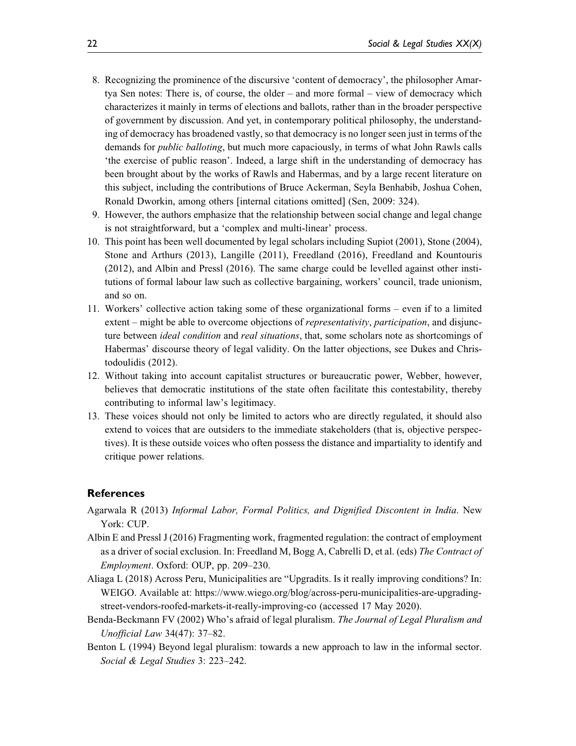8. Recognizing the prominence of the discursive 'content of democracy', the philosopher Amartya Sen notes: There is, of course, the older – and more formal – view of democracy which characterizes it mainly in terms of elections and ballots, rather than in the broader perspective of government by discussion. And yet, in contemporary political philosophy, the understanding of democracy has broadened vastly, so that democracy is no longer seen just in terms of the demands for *public balloting*, but much more capaciously, in terms of what John Rawls calls 'the exercise of public reason'. Indeed, a large shift in the understanding of democracy has been brought about by the works of Rawls and Habermas, and by a large recent literature on this subject, including the contributions of Bruce Ackerman, Seyla Benhabib, Joshua Cohen, Ronald Dworkin, among others [internal citations omitted] (Sen, 2009: 324).
9. However, the authors emphasize that the relationship between social change and legal change is not straightforward, but a 'complex and multi-linear' process.
10. This point has been well documented by legal scholars including Supiot (2001), Stone (2004), Stone and Arthurs (2013), Langille (2011), Freedland (2016), Freedland and Kountouris (2012), and Albin and Pressl (2016). The same charge could be levelled against other institutions of formal labour law such as collective bargaining, workers' council, trade unionism, and so on.
11. Workers' collective action taking some of these organizational forms – even if to a limited extent – might be able to overcome objections of *representativity*, *participation*, and disjuncture between *ideal condition* and *real situations*, that, some scholars note as shortcomings of Habermas' discourse theory of legal validity. On the latter objections, see Dukes and Christodoulidis (2012).
12. Without taking into account capitalist structures or bureaucratic power, Webber, however, believes that democratic institutions of the state often facilitate this contestability, thereby contributing to informal law's legitimacy.
13. These voices should not only be limited to actors who are directly regulated, it should also extend to voices that are outsiders to the immediate stakeholders (that is, objective perspectives). It is these outside voices who often possess the distance and impartiality to identify and critique power relations.

## References

Agarwala R (2013) *Informal Labor, Formal Politics, and Dignified Discontent in India*. New York: CUP.

Albin E and Pressl J (2016) Fragmenting work, fragmented regulation: the contract of employment as a driver of social exclusion. In: Freedland M, Bogg A, Cabrelli D, et al. (eds) *The Contract of Employment*. Oxford: OUP, pp. 209–230.

Aliaga L (2018) Across Peru, Municipalities are "Upgradits. Is it really improving conditions? In: WEIGO. Available at: https://www.wiego.org/blog/across-peru-municipalities-are-upgrading-street-vendors-roofed-markets-it-really-improving-co (accessed 17 May 2020).

Benda-Beckmann FV (2002) Who's afraid of legal pluralism. *The Journal of Legal Pluralism and Unofficial Law* 34(47): 37–82.

Benton L (1994) Beyond legal pluralism: towards a new approach to law in the informal sector. *Social & Legal Studies* 3: 223–242.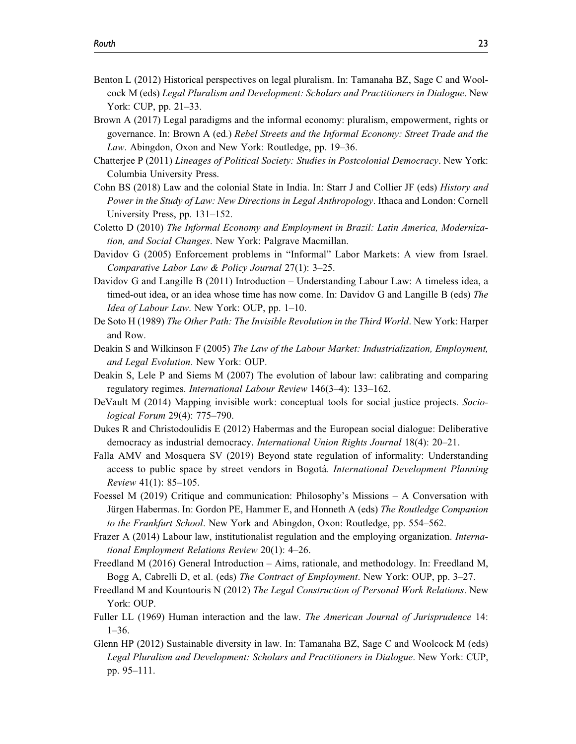Benton L (2012) Historical perspectives on legal pluralism. In: Tamanaha BZ, Sage C and Woolcock M (eds) *Legal Pluralism and Development: Scholars and Practitioners in Dialogue*. New York: CUP, pp. 21–33.

Brown A (2017) Legal paradigms and the informal economy: pluralism, empowerment, rights or governance. In: Brown A (ed.) *Rebel Streets and the Informal Economy: Street Trade and the Law*. Abingdon, Oxon and New York: Routledge, pp. 19–36.

Chatterjee P (2011) *Lineages of Political Society: Studies in Postcolonial Democracy*. New York: Columbia University Press.

Cohn BS (2018) Law and the colonial State in India. In: Starr J and Collier JF (eds) *History and Power in the Study of Law: New Directions in Legal Anthropology*. Ithaca and London: Cornell University Press, pp. 131–152.

Coletto D (2010) *The Informal Economy and Employment in Brazil: Latin America, Modernization, and Social Changes*. New York: Palgrave Macmillan.

Davidov G (2005) Enforcement problems in "Informal" Labor Markets: A view from Israel. *Comparative Labor Law & Policy Journal* 27(1): 3–25.

Davidov G and Langille B (2011) Introduction – Understanding Labour Law: A timeless idea, a timed-out idea, or an idea whose time has now come. In: Davidov G and Langille B (eds) *The Idea of Labour Law*. New York: OUP, pp. 1–10.

De Soto H (1989) *The Other Path: The Invisible Revolution in the Third World*. New York: Harper and Row.

Deakin S and Wilkinson F (2005) *The Law of the Labour Market: Industrialization, Employment, and Legal Evolution*. New York: OUP.

Deakin S, Lele P and Siems M (2007) The evolution of labour law: calibrating and comparing regulatory regimes. *International Labour Review* 146(3–4): 133–162.

DeVault M (2014) Mapping invisible work: conceptual tools for social justice projects. *Sociological Forum* 29(4): 775–790.

Dukes R and Christodoulidis E (2012) Habermas and the European social dialogue: Deliberative democracy as industrial democracy. *International Union Rights Journal* 18(4): 20–21.

Falla AMV and Mosquera SV (2019) Beyond state regulation of informality: Understanding access to public space by street vendors in Bogotá. *International Development Planning Review* 41(1): 85–105.

Foessel M (2019) Critique and communication: Philosophy's Missions – A Conversation with Jürgen Habermas. In: Gordon PE, Hammer E, and Honneth A (eds) *The Routledge Companion to the Frankfurt School*. New York and Abingdon, Oxon: Routledge, pp. 554–562.

Frazer A (2014) Labour law, institutionalist regulation and the employing organization. *International Employment Relations Review* 20(1): 4–26.

Freedland M (2016) General Introduction – Aims, rationale, and methodology. In: Freedland M, Bogg A, Cabrelli D, et al. (eds) *The Contract of Employment*. New York: OUP, pp. 3–27.

Freedland M and Kountouris N (2012) *The Legal Construction of Personal Work Relations*. New York: OUP.

Fuller LL (1969) Human interaction and the law. *The American Journal of Jurisprudence* 14: 1–36.

Glenn HP (2012) Sustainable diversity in law. In: Tamanaha BZ, Sage C and Woolcock M (eds) *Legal Pluralism and Development: Scholars and Practitioners in Dialogue*. New York: CUP, pp. 95–111.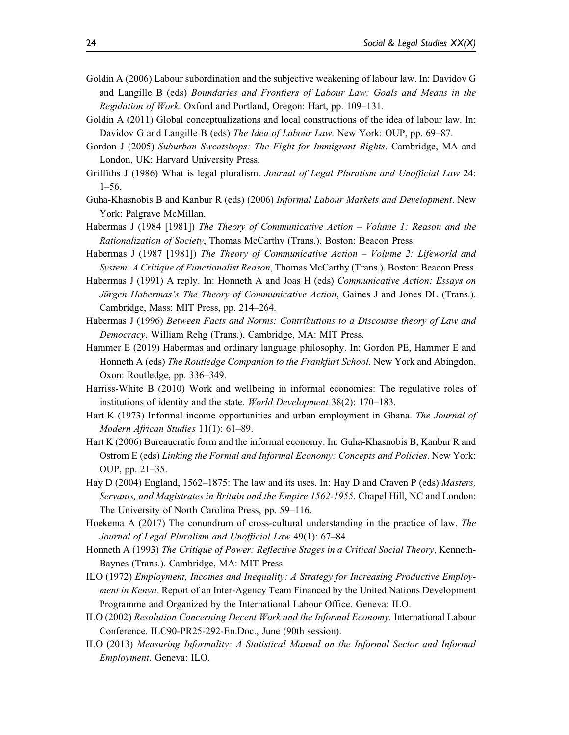Goldin A (2006) Labour subordination and the subjective weakening of labour law. In: Davidov G and Langille B (eds) *Boundaries and Frontiers of Labour Law: Goals and Means in the Regulation of Work*. Oxford and Portland, Oregon: Hart, pp. 109–131.

Goldin A (2011) Global conceptualizations and local constructions of the idea of labour law. In: Davidov G and Langille B (eds) *The Idea of Labour Law*. New York: OUP, pp. 69–87.

Gordon J (2005) *Suburban Sweatshops: The Fight for Immigrant Rights*. Cambridge, MA and London, UK: Harvard University Press.

Griffiths J (1986) What is legal pluralism. *Journal of Legal Pluralism and Unofficial Law* 24: 1–56.

Guha-Khasnobis B and Kanbur R (eds) (2006) *Informal Labour Markets and Development*. New York: Palgrave McMillan.

Habermas J (1984 [1981]) *The Theory of Communicative Action – Volume 1: Reason and the Rationalization of Society*, Thomas McCarthy (Trans.). Boston: Beacon Press.

Habermas J (1987 [1981]) *The Theory of Communicative Action – Volume 2: Lifeworld and System: A Critique of Functionalist Reason*, Thomas McCarthy (Trans.). Boston: Beacon Press.

Habermas J (1991) A reply. In: Honneth A and Joas H (eds) *Communicative Action: Essays on Jürgen Habermas's The Theory of Communicative Action*, Gaines J and Jones DL (Trans.). Cambridge, Mass: MIT Press, pp. 214–264.

Habermas J (1996) *Between Facts and Norms: Contributions to a Discourse theory of Law and Democracy*, William Rehg (Trans.). Cambridge, MA: MIT Press.

Hammer E (2019) Habermas and ordinary language philosophy. In: Gordon PE, Hammer E and Honneth A (eds) *The Routledge Companion to the Frankfurt School*. New York and Abingdon, Oxon: Routledge, pp. 336–349.

Harriss-White B (2010) Work and wellbeing in informal economies: The regulative roles of institutions of identity and the state. *World Development* 38(2): 170–183.

Hart K (1973) Informal income opportunities and urban employment in Ghana. *The Journal of Modern African Studies* 11(1): 61–89.

Hart K (2006) Bureaucratic form and the informal economy. In: Guha-Khasnobis B, Kanbur R and Ostrom E (eds) *Linking the Formal and Informal Economy: Concepts and Policies*. New York: OUP, pp. 21–35.

Hay D (2004) England, 1562–1875: The law and its uses. In: Hay D and Craven P (eds) *Masters, Servants, and Magistrates in Britain and the Empire 1562-1955*. Chapel Hill, NC and London: The University of North Carolina Press, pp. 59–116.

Hoekema A (2017) The conundrum of cross-cultural understanding in the practice of law. *The Journal of Legal Pluralism and Unofficial Law* 49(1): 67–84.

Honneth A (1993) *The Critique of Power: Reflective Stages in a Critical Social Theory*, Kenneth-Baynes (Trans.). Cambridge, MA: MIT Press.

ILO (1972) *Employment, Incomes and Inequality: A Strategy for Increasing Productive Employment in Kenya.* Report of an Inter-Agency Team Financed by the United Nations Development Programme and Organized by the International Labour Office. Geneva: ILO.

ILO (2002) *Resolution Concerning Decent Work and the Informal Economy.* International Labour Conference. ILC90-PR25-292-En.Doc., June (90th session).

ILO (2013) *Measuring Informality: A Statistical Manual on the Informal Sector and Informal Employment*. Geneva: ILO.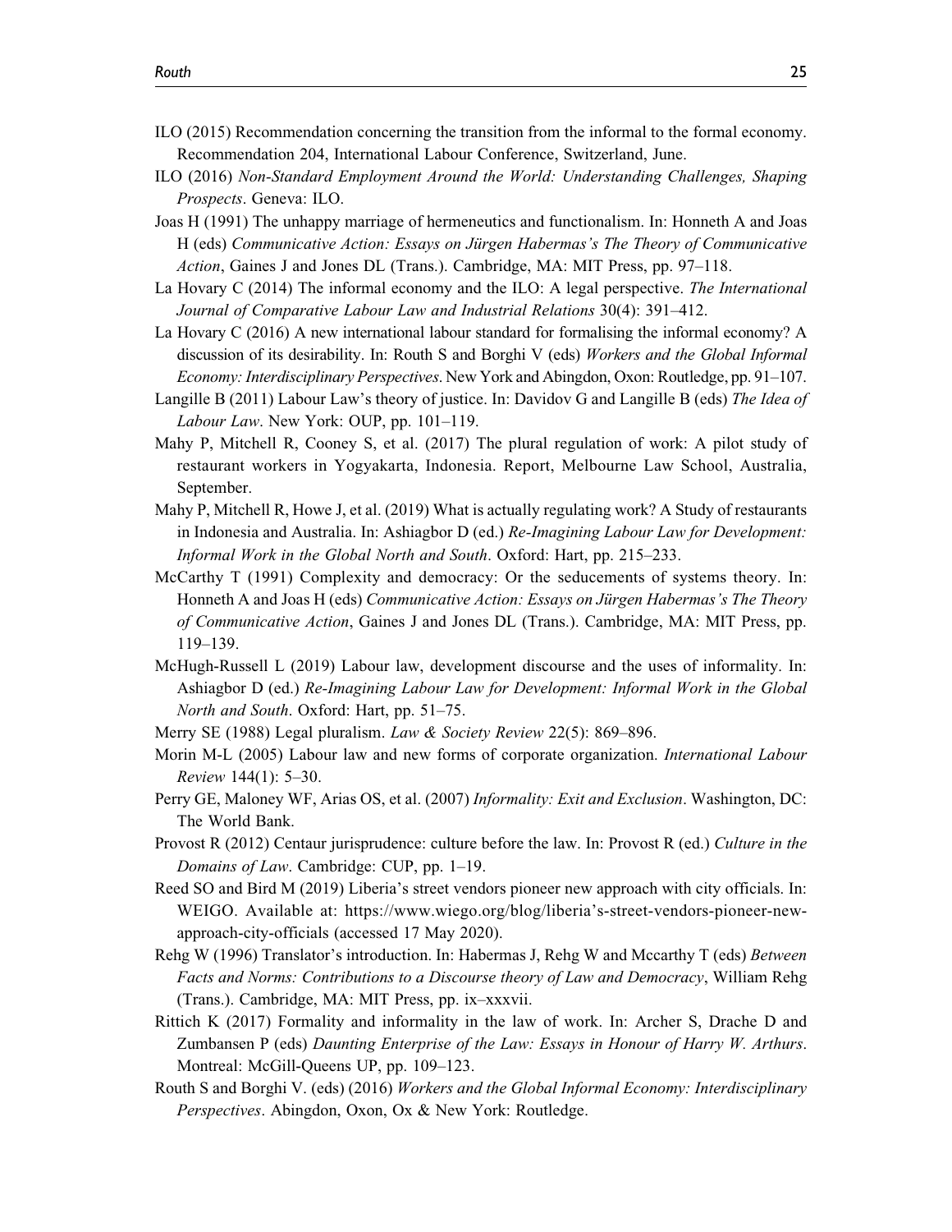ILO (2015) Recommendation concerning the transition from the informal to the formal economy. Recommendation 204, International Labour Conference, Switzerland, June.

ILO (2016) *Non-Standard Employment Around the World: Understanding Challenges, Shaping Prospects*. Geneva: ILO.

Joas H (1991) The unhappy marriage of hermeneutics and functionalism. In: Honneth A and Joas H (eds) *Communicative Action: Essays on Jürgen Habermas's The Theory of Communicative Action*, Gaines J and Jones DL (Trans.). Cambridge, MA: MIT Press, pp. 97–118.

La Hovary C (2014) The informal economy and the ILO: A legal perspective. *The International Journal of Comparative Labour Law and Industrial Relations* 30(4): 391–412.

La Hovary C (2016) A new international labour standard for formalising the informal economy? A discussion of its desirability. In: Routh S and Borghi V (eds) *Workers and the Global Informal Economy: Interdisciplinary Perspectives*. New York and Abingdon, Oxon: Routledge, pp. 91–107.

Langille B (2011) Labour Law's theory of justice. In: Davidov G and Langille B (eds) *The Idea of Labour Law*. New York: OUP, pp. 101–119.

Mahy P, Mitchell R, Cooney S, et al. (2017) The plural regulation of work: A pilot study of restaurant workers in Yogyakarta, Indonesia. Report, Melbourne Law School, Australia, September.

Mahy P, Mitchell R, Howe J, et al. (2019) What is actually regulating work? A Study of restaurants in Indonesia and Australia. In: Ashiagbor D (ed.) *Re-Imagining Labour Law for Development: Informal Work in the Global North and South*. Oxford: Hart, pp. 215–233.

McCarthy T (1991) Complexity and democracy: Or the seducements of systems theory. In: Honneth A and Joas H (eds) *Communicative Action: Essays on Jürgen Habermas's The Theory of Communicative Action*, Gaines J and Jones DL (Trans.). Cambridge, MA: MIT Press, pp. 119–139.

McHugh-Russell L (2019) Labour law, development discourse and the uses of informality. In: Ashiagbor D (ed.) *Re-Imagining Labour Law for Development: Informal Work in the Global North and South*. Oxford: Hart, pp. 51–75.

Merry SE (1988) Legal pluralism. *Law & Society Review* 22(5): 869–896.

Morin M-L (2005) Labour law and new forms of corporate organization. *International Labour Review* 144(1): 5–30.

Perry GE, Maloney WF, Arias OS, et al. (2007) *Informality: Exit and Exclusion*. Washington, DC: The World Bank.

Provost R (2012) Centaur jurisprudence: culture before the law. In: Provost R (ed.) *Culture in the Domains of Law*. Cambridge: CUP, pp. 1–19.

Reed SO and Bird M (2019) Liberia's street vendors pioneer new approach with city officials. In: WEIGO. Available at: https://www.wiego.org/blog/liberia's-street-vendors-pioneer-new-approach-city-officials (accessed 17 May 2020).

Rehg W (1996) Translator's introduction. In: Habermas J, Rehg W and Mccarthy T (eds) *Between Facts and Norms: Contributions to a Discourse theory of Law and Democracy*, William Rehg (Trans.). Cambridge, MA: MIT Press, pp. ix–xxxvii.

Rittich K (2017) Formality and informality in the law of work. In: Archer S, Drache D and Zumbansen P (eds) *Daunting Enterprise of the Law: Essays in Honour of Harry W. Arthurs*. Montreal: McGill-Queens UP, pp. 109–123.

Routh S and Borghi V. (eds) (2016) *Workers and the Global Informal Economy: Interdisciplinary Perspectives*. Abingdon, Oxon, Ox & New York: Routledge.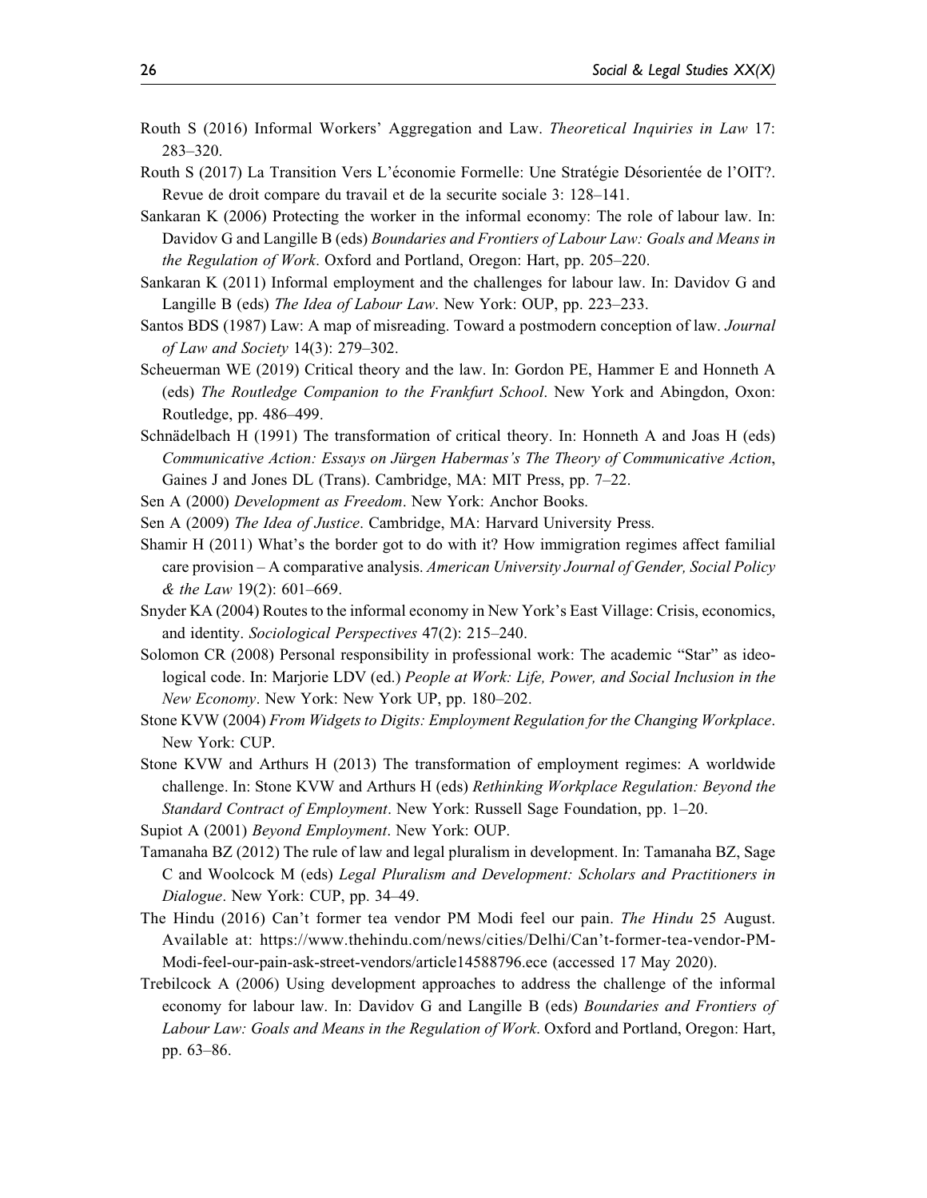Routh S (2016) Informal Workers' Aggregation and Law. *Theoretical Inquiries in Law* 17: 283–320.

Routh S (2017) La Transition Vers L'économie Formelle: Une Stratégie Désorientée de l'OIT?. Revue de droit compare du travail et de la securite sociale 3: 128–141.

Sankaran K (2006) Protecting the worker in the informal economy: The role of labour law. In: Davidov G and Langille B (eds) *Boundaries and Frontiers of Labour Law: Goals and Means in the Regulation of Work*. Oxford and Portland, Oregon: Hart, pp. 205–220.

Sankaran K (2011) Informal employment and the challenges for labour law. In: Davidov G and Langille B (eds) *The Idea of Labour Law*. New York: OUP, pp. 223–233.

Santos BDS (1987) Law: A map of misreading. Toward a postmodern conception of law. *Journal of Law and Society* 14(3): 279–302.

Scheuerman WE (2019) Critical theory and the law. In: Gordon PE, Hammer E and Honneth A (eds) *The Routledge Companion to the Frankfurt School*. New York and Abingdon, Oxon: Routledge, pp. 486–499.

Schnädelbach H (1991) The transformation of critical theory. In: Honneth A and Joas H (eds) *Communicative Action: Essays on Jürgen Habermas's The Theory of Communicative Action*, Gaines J and Jones DL (Trans). Cambridge, MA: MIT Press, pp. 7–22.

Sen A (2000) *Development as Freedom*. New York: Anchor Books.

Sen A (2009) *The Idea of Justice*. Cambridge, MA: Harvard University Press.

Shamir H (2011) What's the border got to do with it? How immigration regimes affect familial care provision – A comparative analysis. *American University Journal of Gender, Social Policy & the Law* 19(2): 601–669.

Snyder KA (2004) Routes to the informal economy in New York's East Village: Crisis, economics, and identity. *Sociological Perspectives* 47(2): 215–240.

Solomon CR (2008) Personal responsibility in professional work: The academic "Star" as ideological code. In: Marjorie LDV (ed.) *People at Work: Life, Power, and Social Inclusion in the New Economy*. New York: New York UP, pp. 180–202.

Stone KVW (2004) *From Widgets to Digits: Employment Regulation for the Changing Workplace*. New York: CUP.

Stone KVW and Arthurs H (2013) The transformation of employment regimes: A worldwide challenge. In: Stone KVW and Arthurs H (eds) *Rethinking Workplace Regulation: Beyond the Standard Contract of Employment*. New York: Russell Sage Foundation, pp. 1–20.

Supiot A (2001) *Beyond Employment*. New York: OUP.

Tamanaha BZ (2012) The rule of law and legal pluralism in development. In: Tamanaha BZ, Sage C and Woolcock M (eds) *Legal Pluralism and Development: Scholars and Practitioners in Dialogue*. New York: CUP, pp. 34–49.

The Hindu (2016) Can't former tea vendor PM Modi feel our pain. *The Hindu* 25 August. Available at: https://www.thehindu.com/news/cities/Delhi/Can't-former-tea-vendor-PM-Modi-feel-our-pain-ask-street-vendors/article14588796.ece (accessed 17 May 2020).

Trebilcock A (2006) Using development approaches to address the challenge of the informal economy for labour law. In: Davidov G and Langille B (eds) *Boundaries and Frontiers of Labour Law: Goals and Means in the Regulation of Work*. Oxford and Portland, Oregon: Hart, pp. 63–86.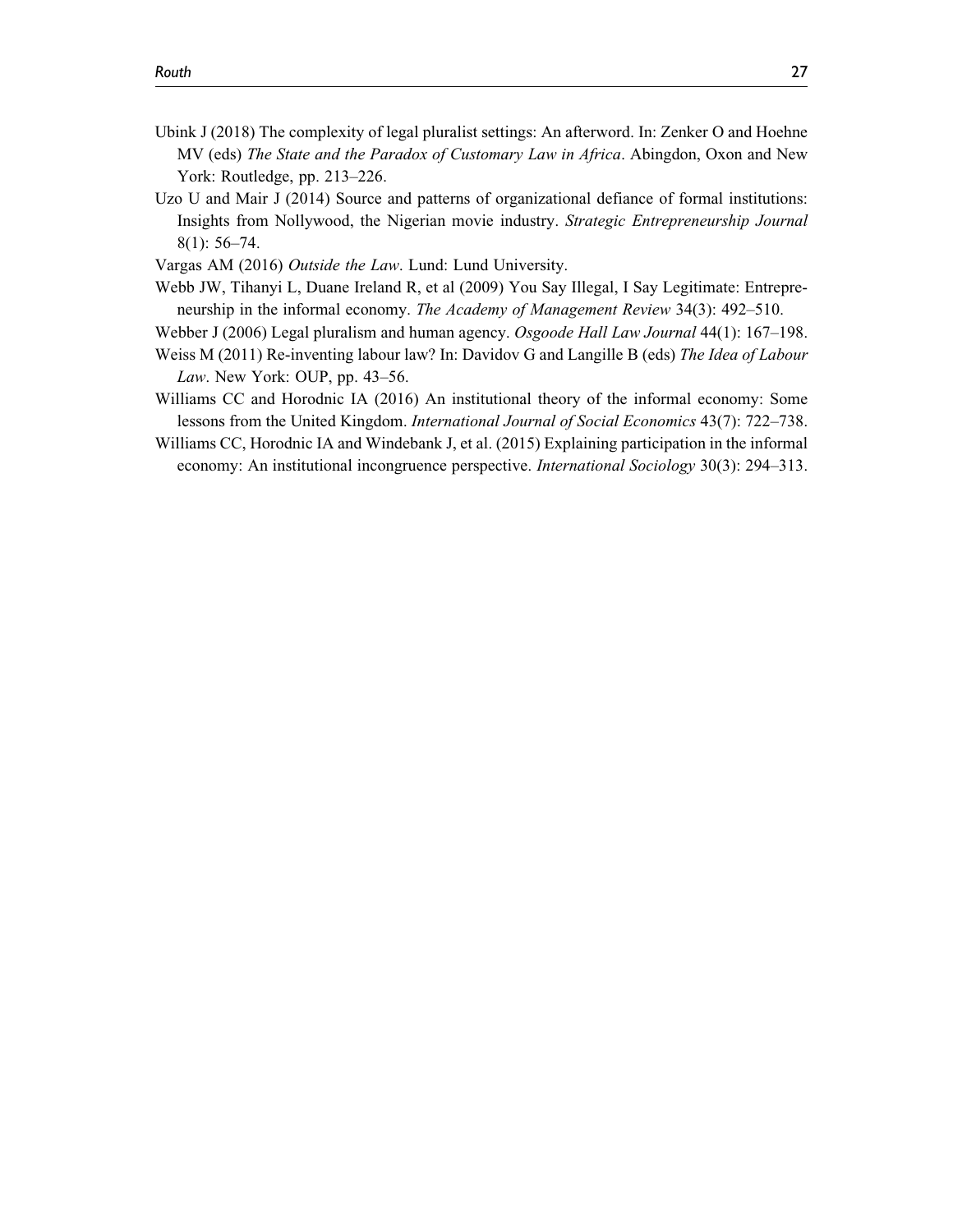Ubink J (2018) The complexity of legal pluralist settings: An afterword. In: Zenker O and Hoehne MV (eds) *The State and the Paradox of Customary Law in Africa*. Abingdon, Oxon and New York: Routledge, pp. 213–226.

Uzo U and Mair J (2014) Source and patterns of organizational defiance of formal institutions: Insights from Nollywood, the Nigerian movie industry. *Strategic Entrepreneurship Journal* 8(1): 56–74.

Vargas AM (2016) *Outside the Law*. Lund: Lund University.

Webb JW, Tihanyi L, Duane Ireland R, et al (2009) You Say Illegal, I Say Legitimate: Entrepreneurship in the informal economy. *The Academy of Management Review* 34(3): 492–510.

Webber J (2006) Legal pluralism and human agency. *Osgoode Hall Law Journal* 44(1): 167–198.

Weiss M (2011) Re-inventing labour law? In: Davidov G and Langille B (eds) *The Idea of Labour Law*. New York: OUP, pp. 43–56.

Williams CC and Horodnic IA (2016) An institutional theory of the informal economy: Some lessons from the United Kingdom. *International Journal of Social Economics* 43(7): 722–738.

Williams CC, Horodnic IA and Windebank J, et al. (2015) Explaining participation in the informal economy: An institutional incongruence perspective. *International Sociology* 30(3): 294–313.